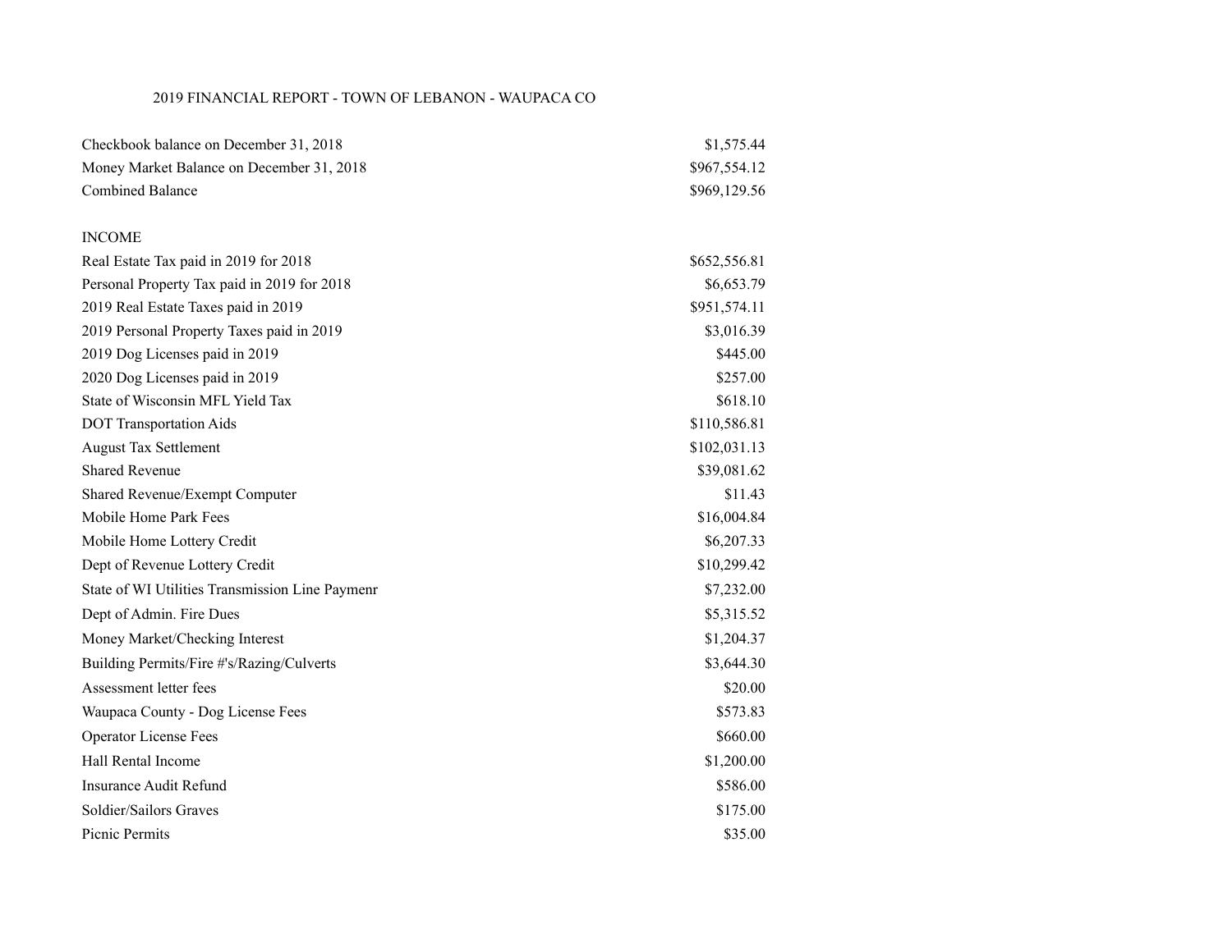# 2019 FINANCIAL REPORT - TOWN OF LEBANON - WAUPACA CO

| | |
|---|---|
| Checkbook balance on December 31, 2018 | $1,575.44 |
| Money Market Balance on December 31, 2018 | $967,554.12 |
| Combined Balance | $969,129.56 |

## INCOME

| | |
|---|---|
| Real Estate Tax paid in 2019 for 2018 | $652,556.81 |
| Personal Property Tax paid in 2019 for 2018 | $6,653.79 |
| 2019 Real Estate Taxes paid in 2019 | $951,574.11 |
| 2019 Personal Property Taxes paid in 2019 | $3,016.39 |
| 2019 Dog Licenses paid in 2019 | $445.00 |
| 2020 Dog Licenses paid in 2019 | $257.00 |
| State of Wisconsin MFL Yield Tax | $618.10 |
| DOT Transportation Aids | $110,586.81 |
| August Tax Settlement | $102,031.13 |
| Shared Revenue | $39,081.62 |
| Shared Revenue/Exempt Computer | $11.43 |
| Mobile Home Park Fees | $16,004.84 |
| Mobile Home Lottery Credit | $6,207.33 |
| Dept of Revenue Lottery Credit | $10,299.42 |
| State of WI Utilities Transmission Line Paymenr | $7,232.00 |
| Dept of Admin. Fire Dues | $5,315.52 |
| Money Market/Checking Interest | $1,204.37 |
| Building Permits/Fire #'s/Razing/Culverts | $3,644.30 |
| Assessment letter fees | $20.00 |
| Waupaca County - Dog License Fees | $573.83 |
| Operator License Fees | $660.00 |
| Hall Rental Income | $1,200.00 |
| Insurance Audit Refund | $586.00 |
| Soldier/Sailors Graves | $175.00 |
| Picnic Permits | $35.00 |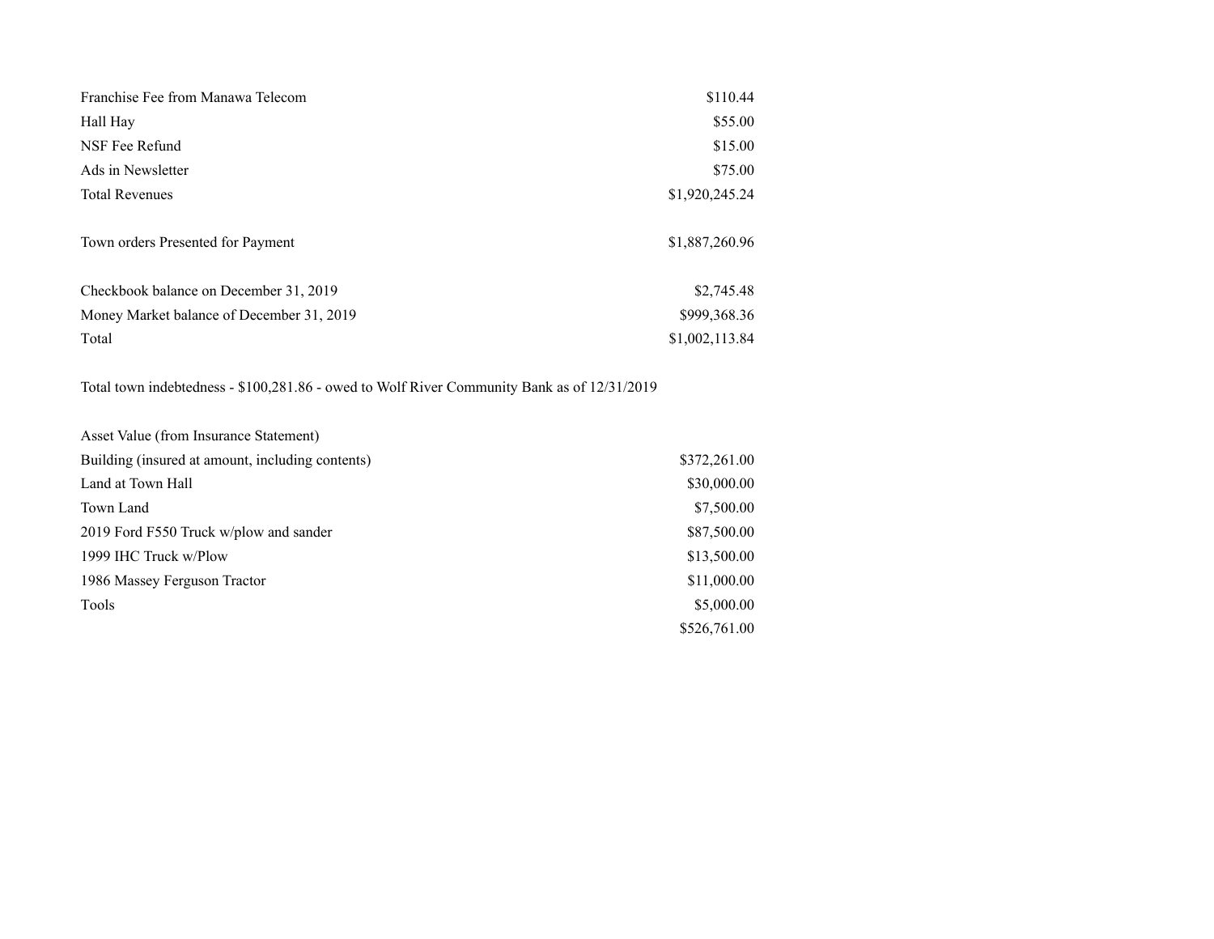| | |
|---|---|
| Franchise Fee from Manawa Telecom | $110.44 |
| Hall Hay | $55.00 |
| NSF Fee Refund | $15.00 |
| Ads in Newsletter | $75.00 |
| Total Revenues | $1,920,245.24 |

| | |
|---|---|
| Town orders Presented for Payment | $1,887,260.96 |

| | |
|---|---|
| Checkbook balance on December 31, 2019 | $2,745.48 |
| Money Market balance of December 31, 2019 | $999,368.36 |
| Total | $1,002,113.84 |

Total town indebtedness - $100,281.86 - owed to Wolf River Community Bank as of 12/31/2019

| Asset Value (from Insurance Statement) | |
|---|---|
| Building (insured at amount, including contents) | $372,261.00 |
| Land at Town Hall | $30,000.00 |
| Town Land | $7,500.00 |
| 2019 Ford F550 Truck w/plow and sander | $87,500.00 |
| 1999 IHC Truck w/Plow | $13,500.00 |
| 1986 Massey Ferguson Tractor | $11,000.00 |
| Tools | $5,000.00 |
| | $526,761.00 |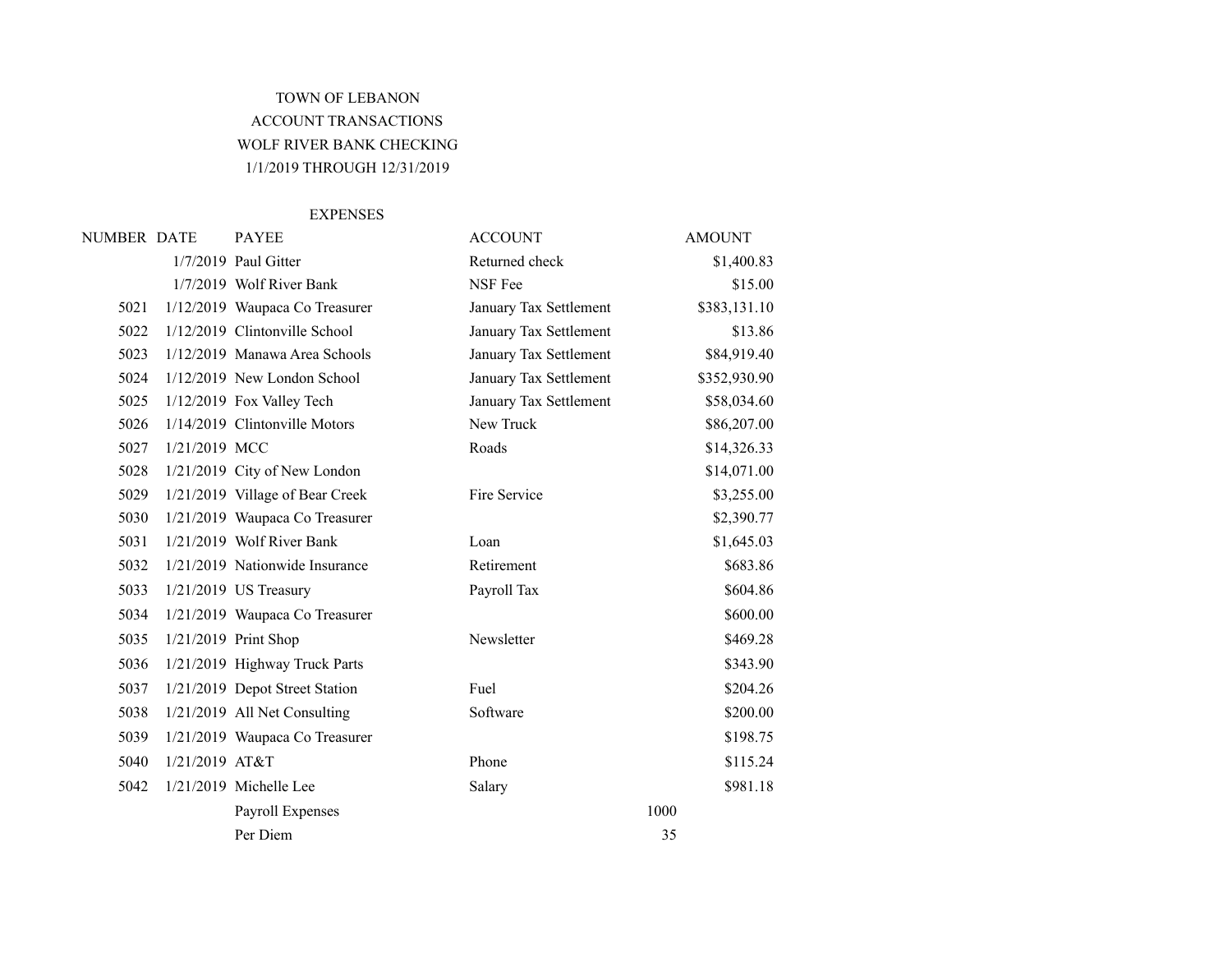TOWN OF LEBANON

ACCOUNT TRANSACTIONS

WOLF RIVER BANK CHECKING

1/1/2019 THROUGH 12/31/2019

EXPENSES

| NUMBER | DATE | PAYEE | ACCOUNT | | AMOUNT |
|---|---|---|---|---|---|
| | 1/7/2019 | Paul Gitter | Returned check | | $1,400.83 |
| | 1/7/2019 | Wolf River Bank | NSF Fee | | $15.00 |
| 5021 | 1/12/2019 | Waupaca Co Treasurer | January Tax Settlement | | $383,131.10 |
| 5022 | 1/12/2019 | Clintonville School | January Tax Settlement | | $13.86 |
| 5023 | 1/12/2019 | Manawa Area Schools | January Tax Settlement | | $84,919.40 |
| 5024 | 1/12/2019 | New London School | January Tax Settlement | | $352,930.90 |
| 5025 | 1/12/2019 | Fox Valley Tech | January Tax Settlement | | $58,034.60 |
| 5026 | 1/14/2019 | Clintonville Motors | New Truck | | $86,207.00 |
| 5027 | 1/21/2019 | MCC | Roads | | $14,326.33 |
| 5028 | 1/21/2019 | City of New London | | | $14,071.00 |
| 5029 | 1/21/2019 | Village of Bear Creek | Fire Service | | $3,255.00 |
| 5030 | 1/21/2019 | Waupaca Co Treasurer | | | $2,390.77 |
| 5031 | 1/21/2019 | Wolf River Bank | Loan | | $1,645.03 |
| 5032 | 1/21/2019 | Nationwide Insurance | Retirement | | $683.86 |
| 5033 | 1/21/2019 | US Treasury | Payroll Tax | | $604.86 |
| 5034 | 1/21/2019 | Waupaca Co Treasurer | | | $600.00 |
| 5035 | 1/21/2019 | Print Shop | Newsletter | | $469.28 |
| 5036 | 1/21/2019 | Highway Truck Parts | | | $343.90 |
| 5037 | 1/21/2019 | Depot Street Station | Fuel | | $204.26 |
| 5038 | 1/21/2019 | All Net Consulting | Software | | $200.00 |
| 5039 | 1/21/2019 | Waupaca Co Treasurer | | | $198.75 |
| 5040 | 1/21/2019 | AT&T | Phone | | $115.24 |
| 5042 | 1/21/2019 | Michelle Lee | Salary | | $981.18 |
| | | Payroll Expenses | | 1000 | |
| | | Per Diem | | 35 | |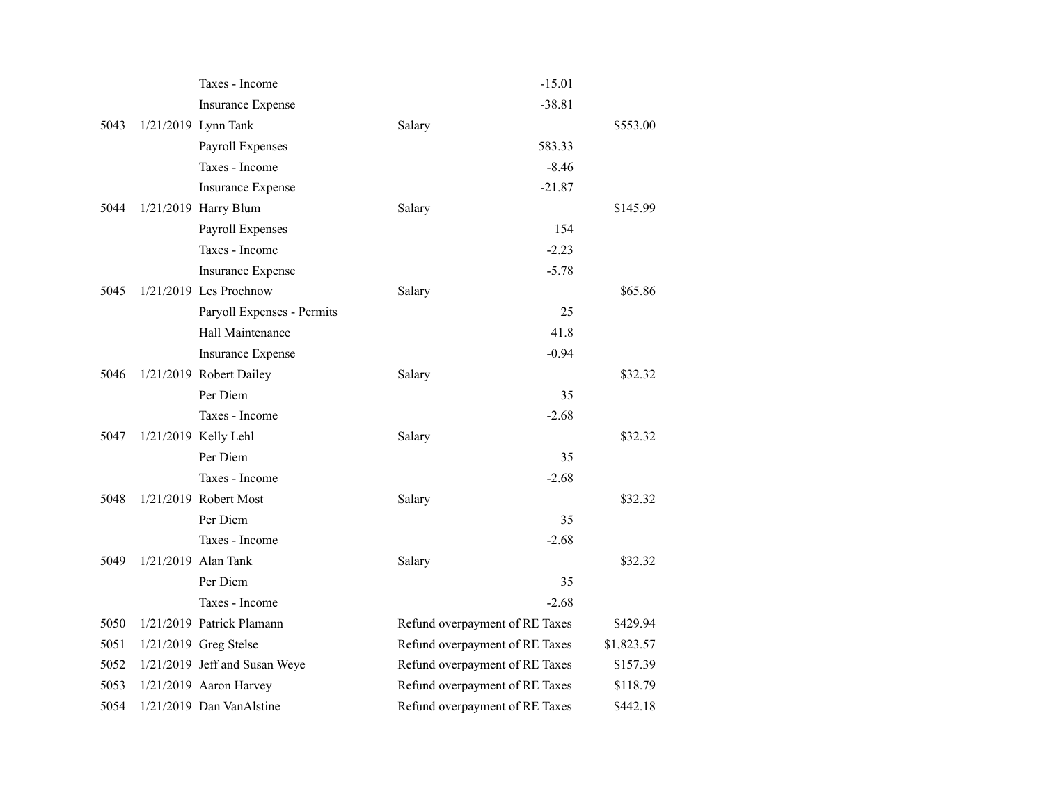| | | | | | |
|---|---|---|---|---|---|
| | | Taxes - Income | | -15.01 | |
| | | Insurance Expense | | -38.81 | |
| 5043 | 1/21/2019 | Lynn Tank | Salary | | $553.00 |
| | | Payroll Expenses | | 583.33 | |
| | | Taxes - Income | | -8.46 | |
| | | Insurance Expense | | -21.87 | |
| 5044 | 1/21/2019 | Harry Blum | Salary | | $145.99 |
| | | Payroll Expenses | | 154 | |
| | | Taxes - Income | | -2.23 | |
| | | Insurance Expense | | -5.78 | |
| 5045 | 1/21/2019 | Les Prochnow | Salary | | $65.86 |
| | | Paryoll Expenses - Permits | | 25 | |
| | | Hall Maintenance | | 41.8 | |
| | | Insurance Expense | | -0.94 | |
| 5046 | 1/21/2019 | Robert Dailey | Salary | | $32.32 |
| | | Per Diem | | 35 | |
| | | Taxes - Income | | -2.68 | |
| 5047 | 1/21/2019 | Kelly Lehl | Salary | | $32.32 |
| | | Per Diem | | 35 | |
| | | Taxes - Income | | -2.68 | |
| 5048 | 1/21/2019 | Robert Most | Salary | | $32.32 |
| | | Per Diem | | 35 | |
| | | Taxes - Income | | -2.68 | |
| 5049 | 1/21/2019 | Alan Tank | Salary | | $32.32 |
| | | Per Diem | | 35 | |
| | | Taxes - Income | | -2.68 | |
| 5050 | 1/21/2019 | Patrick Plamann | Refund overpayment of RE Taxes | | $429.94 |
| 5051 | 1/21/2019 | Greg Stelse | Refund overpayment of RE Taxes | | $1,823.57 |
| 5052 | 1/21/2019 | Jeff and Susan Weye | Refund overpayment of RE Taxes | | $157.39 |
| 5053 | 1/21/2019 | Aaron Harvey | Refund overpayment of RE Taxes | | $118.79 |
| 5054 | 1/21/2019 | Dan VanAlstine | Refund overpayment of RE Taxes | | $442.18 |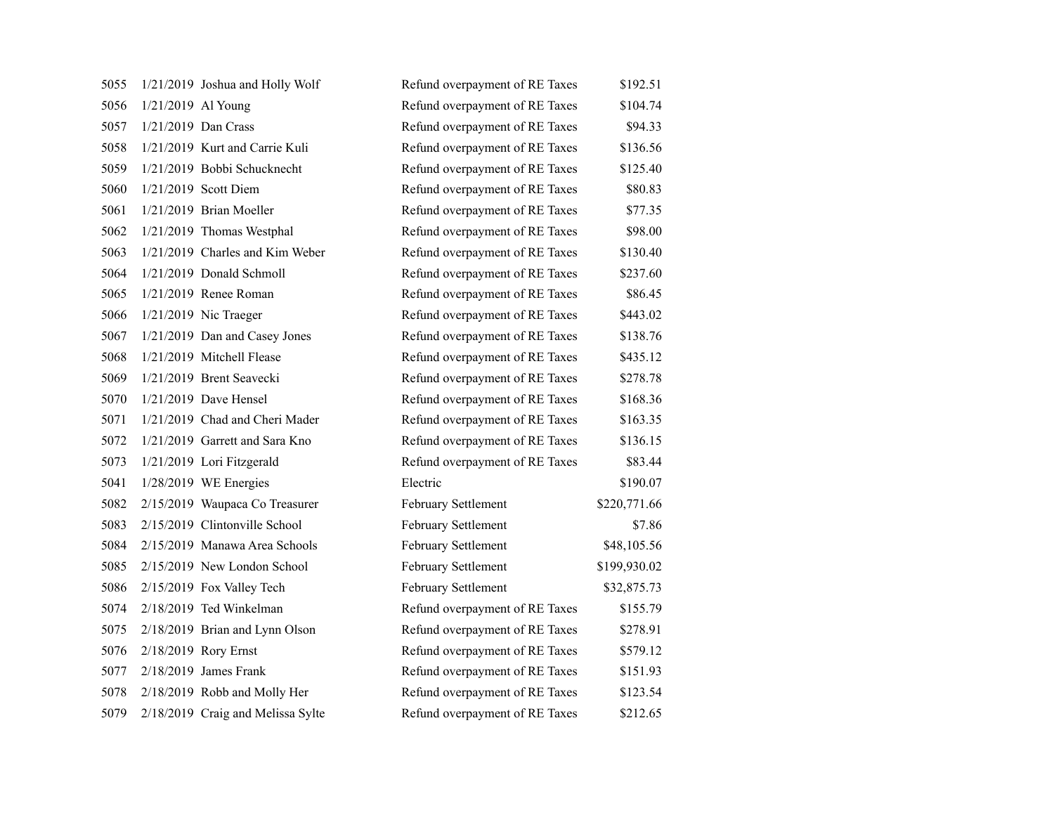| | | | | |
|---|---|---|---|---|
| 5055 | 1/21/2019 | Joshua and Holly Wolf | Refund overpayment of RE Taxes | $192.51 |
| 5056 | 1/21/2019 | Al Young | Refund overpayment of RE Taxes | $104.74 |
| 5057 | 1/21/2019 | Dan Crass | Refund overpayment of RE Taxes | $94.33 |
| 5058 | 1/21/2019 | Kurt and Carrie Kuli | Refund overpayment of RE Taxes | $136.56 |
| 5059 | 1/21/2019 | Bobbi Schucknecht | Refund overpayment of RE Taxes | $125.40 |
| 5060 | 1/21/2019 | Scott Diem | Refund overpayment of RE Taxes | $80.83 |
| 5061 | 1/21/2019 | Brian Moeller | Refund overpayment of RE Taxes | $77.35 |
| 5062 | 1/21/2019 | Thomas Westphal | Refund overpayment of RE Taxes | $98.00 |
| 5063 | 1/21/2019 | Charles and Kim Weber | Refund overpayment of RE Taxes | $130.40 |
| 5064 | 1/21/2019 | Donald Schmoll | Refund overpayment of RE Taxes | $237.60 |
| 5065 | 1/21/2019 | Renee Roman | Refund overpayment of RE Taxes | $86.45 |
| 5066 | 1/21/2019 | Nic Traeger | Refund overpayment of RE Taxes | $443.02 |
| 5067 | 1/21/2019 | Dan and Casey Jones | Refund overpayment of RE Taxes | $138.76 |
| 5068 | 1/21/2019 | Mitchell Flease | Refund overpayment of RE Taxes | $435.12 |
| 5069 | 1/21/2019 | Brent Seavecki | Refund overpayment of RE Taxes | $278.78 |
| 5070 | 1/21/2019 | Dave Hensel | Refund overpayment of RE Taxes | $168.36 |
| 5071 | 1/21/2019 | Chad and Cheri Mader | Refund overpayment of RE Taxes | $163.35 |
| 5072 | 1/21/2019 | Garrett and Sara Kno | Refund overpayment of RE Taxes | $136.15 |
| 5073 | 1/21/2019 | Lori Fitzgerald | Refund overpayment of RE Taxes | $83.44 |
| 5041 | 1/28/2019 | WE Energies | Electric | $190.07 |
| 5082 | 2/15/2019 | Waupaca Co Treasurer | February Settlement | $220,771.66 |
| 5083 | 2/15/2019 | Clintonville School | February Settlement | $7.86 |
| 5084 | 2/15/2019 | Manawa Area Schools | February Settlement | $48,105.56 |
| 5085 | 2/15/2019 | New London School | February Settlement | $199,930.02 |
| 5086 | 2/15/2019 | Fox Valley Tech | February Settlement | $32,875.73 |
| 5074 | 2/18/2019 | Ted Winkelman | Refund overpayment of RE Taxes | $155.79 |
| 5075 | 2/18/2019 | Brian and Lynn Olson | Refund overpayment of RE Taxes | $278.91 |
| 5076 | 2/18/2019 | Rory Ernst | Refund overpayment of RE Taxes | $579.12 |
| 5077 | 2/18/2019 | James Frank | Refund overpayment of RE Taxes | $151.93 |
| 5078 | 2/18/2019 | Robb and Molly Her | Refund overpayment of RE Taxes | $123.54 |
| 5079 | 2/18/2019 | Craig and Melissa Sylte | Refund overpayment of RE Taxes | $212.65 |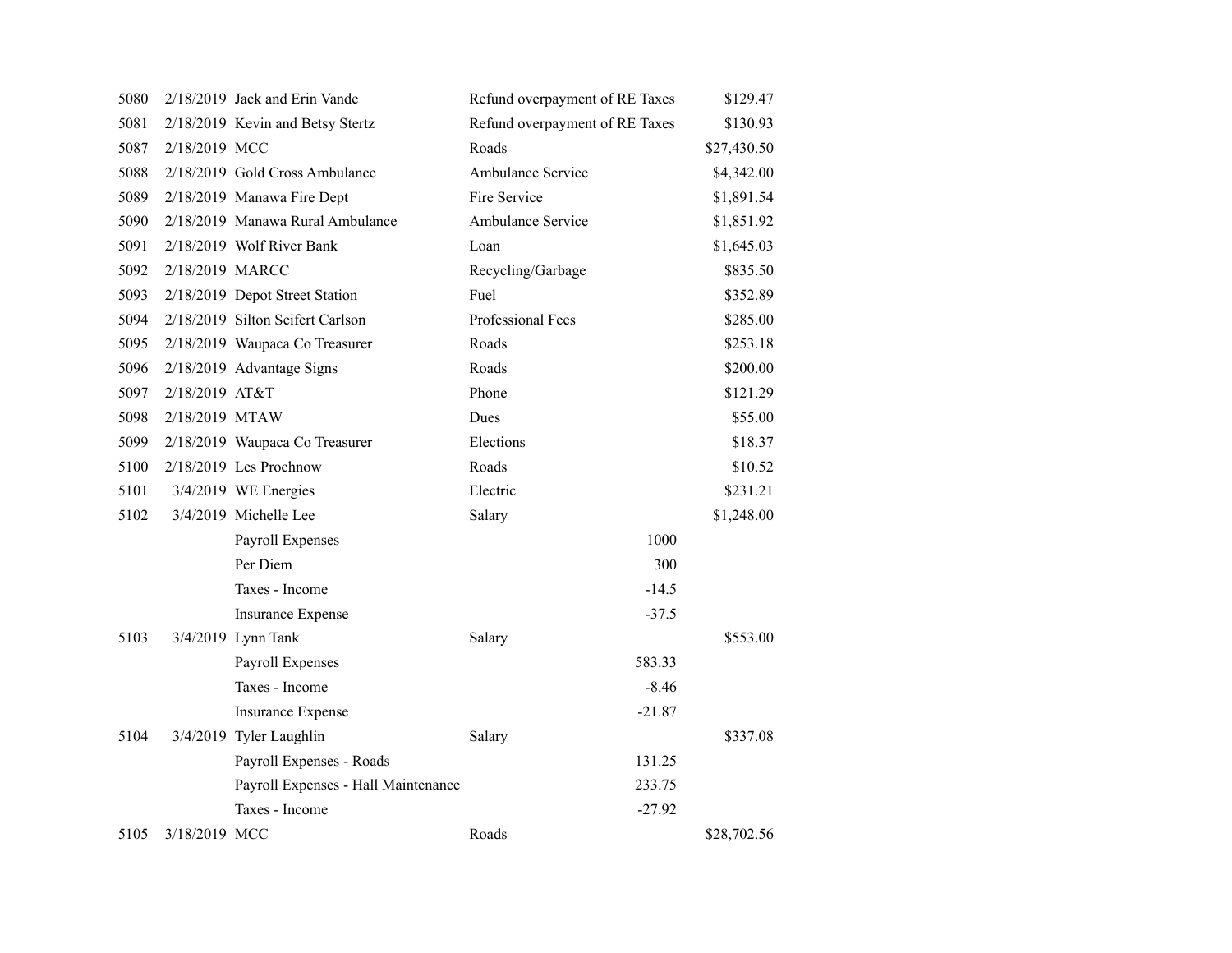| | | | | | |
|---|---|---|---|---|---|
| 5080 | 2/18/2019 | Jack and Erin Vande | Refund overpayment of RE Taxes | | $129.47 |
| 5081 | 2/18/2019 | Kevin and Betsy Stertz | Refund overpayment of RE Taxes | | $130.93 |
| 5087 | 2/18/2019 | MCC | Roads | | $27,430.50 |
| 5088 | 2/18/2019 | Gold Cross Ambulance | Ambulance Service | | $4,342.00 |
| 5089 | 2/18/2019 | Manawa Fire Dept | Fire Service | | $1,891.54 |
| 5090 | 2/18/2019 | Manawa Rural Ambulance | Ambulance Service | | $1,851.92 |
| 5091 | 2/18/2019 | Wolf River Bank | Loan | | $1,645.03 |
| 5092 | 2/18/2019 | MARCC | Recycling/Garbage | | $835.50 |
| 5093 | 2/18/2019 | Depot Street Station | Fuel | | $352.89 |
| 5094 | 2/18/2019 | Silton Seifert Carlson | Professional Fees | | $285.00 |
| 5095 | 2/18/2019 | Waupaca Co Treasurer | Roads | | $253.18 |
| 5096 | 2/18/2019 | Advantage Signs | Roads | | $200.00 |
| 5097 | 2/18/2019 | AT&T | Phone | | $121.29 |
| 5098 | 2/18/2019 | MTAW | Dues | | $55.00 |
| 5099 | 2/18/2019 | Waupaca Co Treasurer | Elections | | $18.37 |
| 5100 | 2/18/2019 | Les Prochnow | Roads | | $10.52 |
| 5101 | 3/4/2019 | WE Energies | Electric | | $231.21 |
| 5102 | 3/4/2019 | Michelle Lee | Salary | | $1,248.00 |
| | | Payroll Expenses | | 1000 | |
| | | Per Diem | | 300 | |
| | | Taxes - Income | | -14.5 | |
| | | Insurance Expense | | -37.5 | |
| 5103 | 3/4/2019 | Lynn Tank | Salary | | $553.00 |
| | | Payroll Expenses | | 583.33 | |
| | | Taxes - Income | | -8.46 | |
| | | Insurance Expense | | -21.87 | |
| 5104 | 3/4/2019 | Tyler Laughlin | Salary | | $337.08 |
| | | Payroll Expenses - Roads | | 131.25 | |
| | | Payroll Expenses - Hall Maintenance | | 233.75 | |
| | | Taxes - Income | | -27.92 | |
| 5105 | 3/18/2019 | MCC | Roads | | $28,702.56 |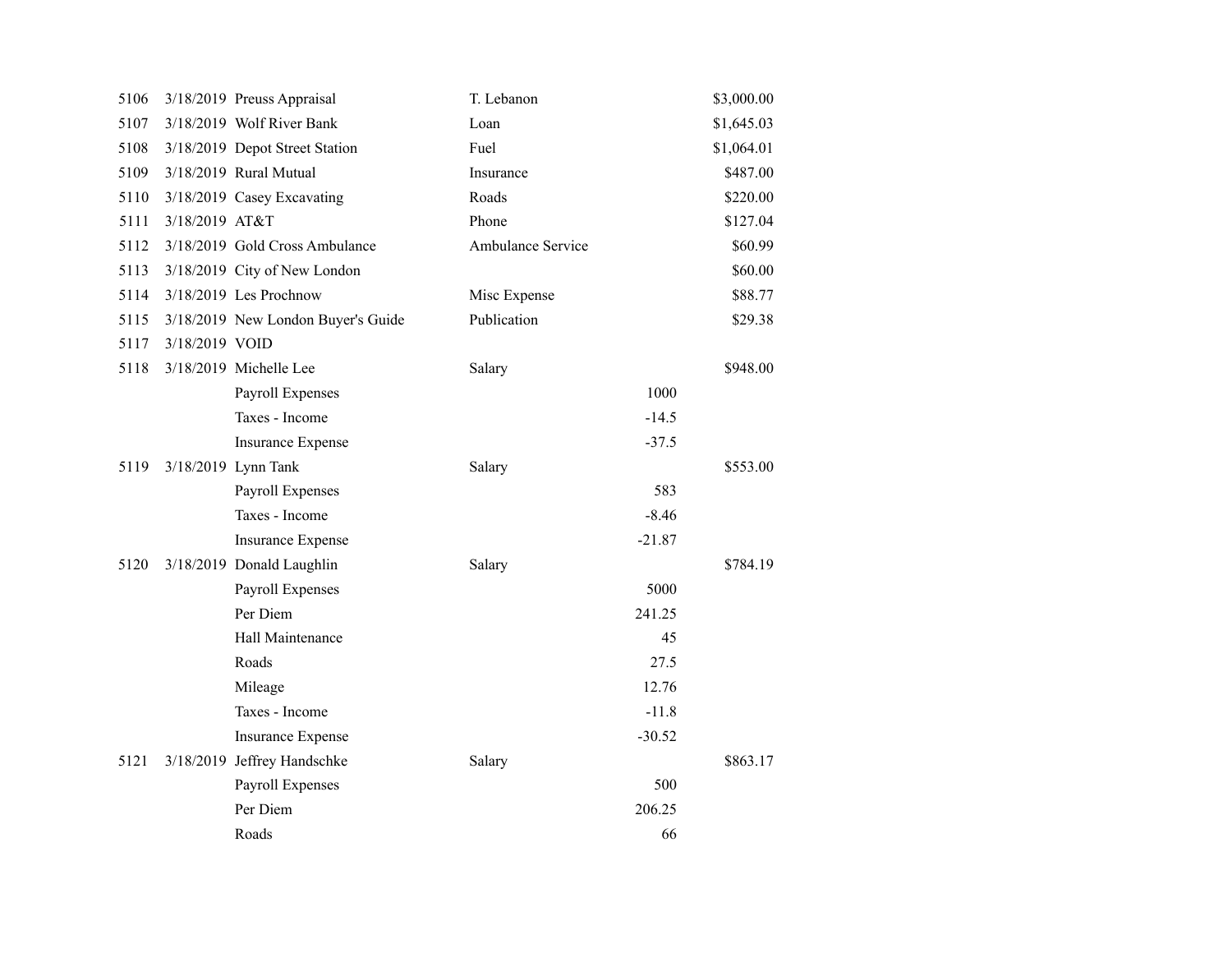| | | | | | |
|---|---|---|---|---|---|
| 5106 | 3/18/2019 | Preuss Appraisal | T. Lebanon | | $3,000.00 |
| 5107 | 3/18/2019 | Wolf River Bank | Loan | | $1,645.03 |
| 5108 | 3/18/2019 | Depot Street Station | Fuel | | $1,064.01 |
| 5109 | 3/18/2019 | Rural Mutual | Insurance | | $487.00 |
| 5110 | 3/18/2019 | Casey Excavating | Roads | | $220.00 |
| 5111 | 3/18/2019 | AT&T | Phone | | $127.04 |
| 5112 | 3/18/2019 | Gold Cross Ambulance | Ambulance Service | | $60.99 |
| 5113 | 3/18/2019 | City of New London | | | $60.00 |
| 5114 | 3/18/2019 | Les Prochnow | Misc Expense | | $88.77 |
| 5115 | 3/18/2019 | New London Buyer's Guide | Publication | | $29.38 |
| 5117 | 3/18/2019 | VOID | | | |
| 5118 | 3/18/2019 | Michelle Lee | Salary | | $948.00 |
| | | Payroll Expenses | | 1000 | |
| | | Taxes - Income | | -14.5 | |
| | | Insurance Expense | | -37.5 | |
| 5119 | 3/18/2019 | Lynn Tank | Salary | | $553.00 |
| | | Payroll Expenses | | 583 | |
| | | Taxes - Income | | -8.46 | |
| | | Insurance Expense | | -21.87 | |
| 5120 | 3/18/2019 | Donald Laughlin | Salary | | $784.19 |
| | | Payroll Expenses | | 5000 | |
| | | Per Diem | | 241.25 | |
| | | Hall Maintenance | | 45 | |
| | | Roads | | 27.5 | |
| | | Mileage | | 12.76 | |
| | | Taxes - Income | | -11.8 | |
| | | Insurance Expense | | -30.52 | |
| 5121 | 3/18/2019 | Jeffrey Handschke | Salary | | $863.17 |
| | | Payroll Expenses | | 500 | |
| | | Per Diem | | 206.25 | |
| | | Roads | | 66 | |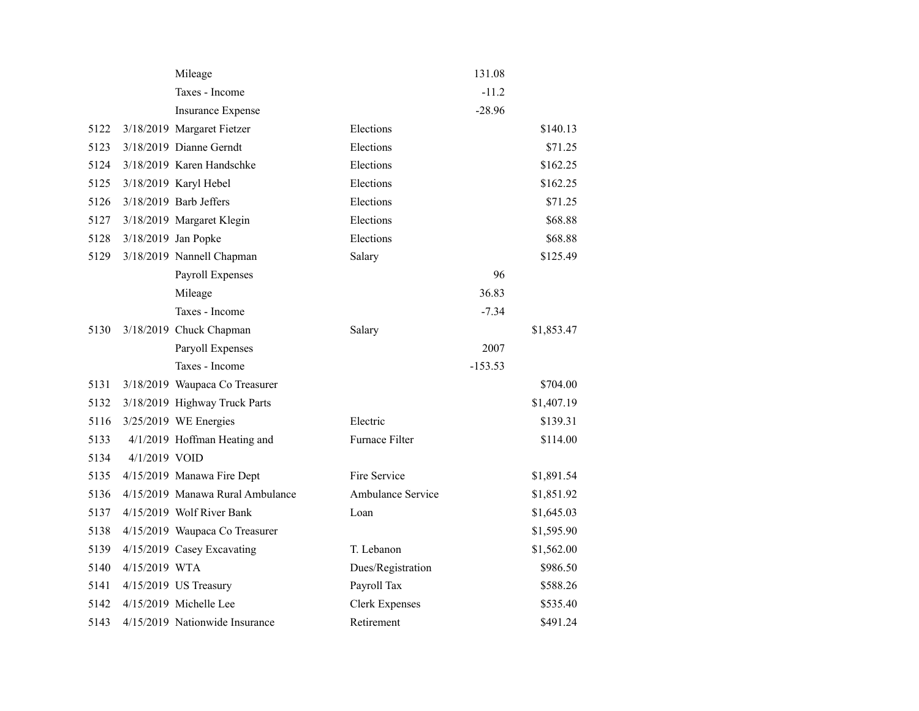| | | | | | |
|---|---|---|---|---|---|
| | | Mileage | | 131.08 | |
| | | Taxes - Income | | -11.2 | |
| | | Insurance Expense | | -28.96 | |
| 5122 | 3/18/2019 | Margaret Fietzer | Elections | | $140.13 |
| 5123 | 3/18/2019 | Dianne Gerndt | Elections | | $71.25 |
| 5124 | 3/18/2019 | Karen Handschke | Elections | | $162.25 |
| 5125 | 3/18/2019 | Karyl Hebel | Elections | | $162.25 |
| 5126 | 3/18/2019 | Barb Jeffers | Elections | | $71.25 |
| 5127 | 3/18/2019 | Margaret Klegin | Elections | | $68.88 |
| 5128 | 3/18/2019 | Jan Popke | Elections | | $68.88 |
| 5129 | 3/18/2019 | Nannell Chapman | Salary | | $125.49 |
| | | Payroll Expenses | | 96 | |
| | | Mileage | | 36.83 | |
| | | Taxes - Income | | -7.34 | |
| 5130 | 3/18/2019 | Chuck Chapman | Salary | | $1,853.47 |
| | | Paryoll Expenses | | 2007 | |
| | | Taxes - Income | | -153.53 | |
| 5131 | 3/18/2019 | Waupaca Co Treasurer | | | $704.00 |
| 5132 | 3/18/2019 | Highway Truck Parts | | | $1,407.19 |
| 5116 | 3/25/2019 | WE Energies | Electric | | $139.31 |
| 5133 | 4/1/2019 | Hoffman Heating and | Furnace Filter | | $114.00 |
| 5134 | 4/1/2019 | VOID | | | |
| 5135 | 4/15/2019 | Manawa Fire Dept | Fire Service | | $1,891.54 |
| 5136 | 4/15/2019 | Manawa Rural Ambulance | Ambulance Service | | $1,851.92 |
| 5137 | 4/15/2019 | Wolf River Bank | Loan | | $1,645.03 |
| 5138 | 4/15/2019 | Waupaca Co Treasurer | | | $1,595.90 |
| 5139 | 4/15/2019 | Casey Excavating | T. Lebanon | | $1,562.00 |
| 5140 | 4/15/2019 | WTA | Dues/Registration | | $986.50 |
| 5141 | 4/15/2019 | US Treasury | Payroll Tax | | $588.26 |
| 5142 | 4/15/2019 | Michelle Lee | Clerk Expenses | | $535.40 |
| 5143 | 4/15/2019 | Nationwide Insurance | Retirement | | $491.24 |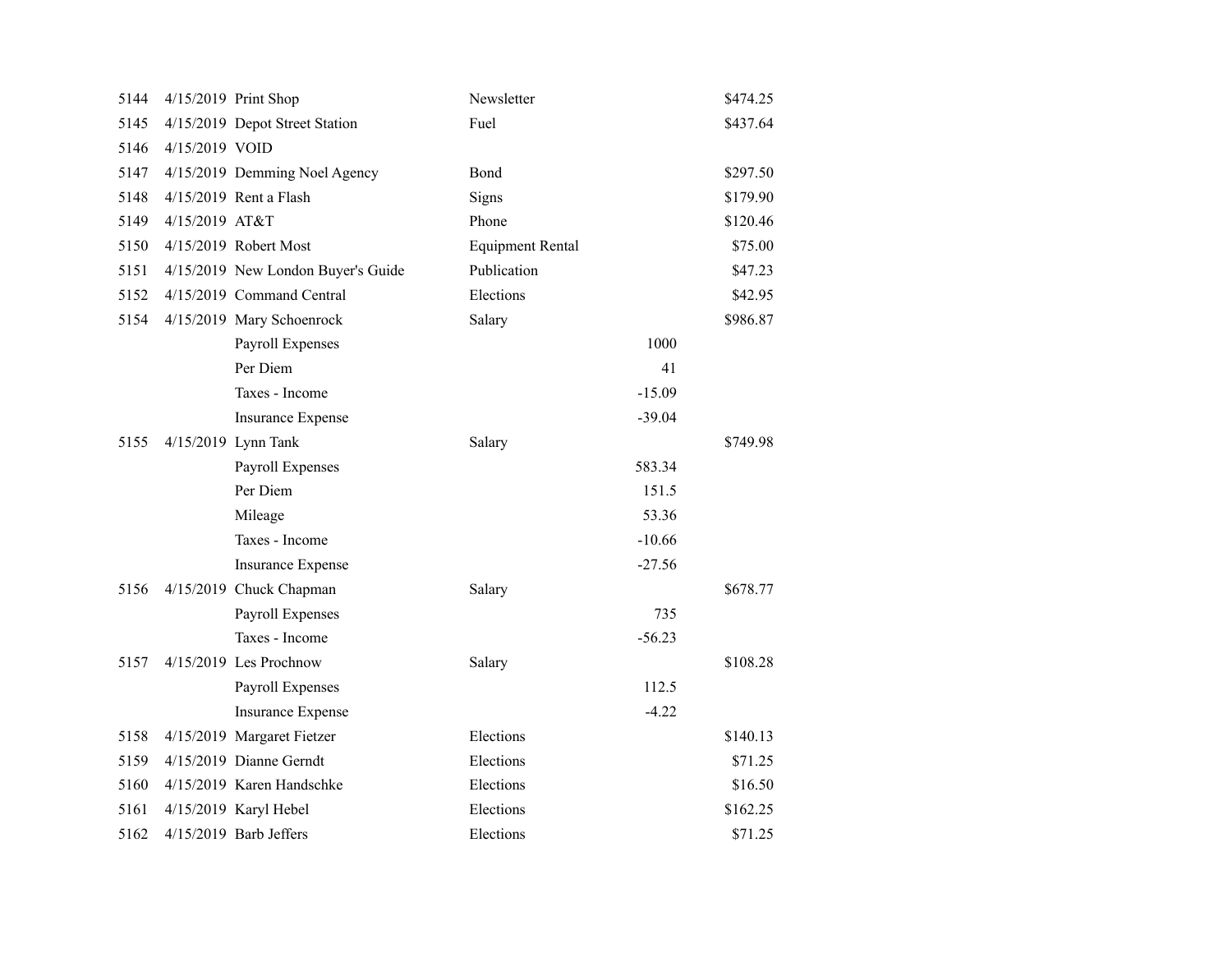| | | | | | |
|---|---|---|---|---|---|
| 5144 | 4/15/2019 | Print Shop | Newsletter | | $474.25 |
| 5145 | 4/15/2019 | Depot Street Station | Fuel | | $437.64 |
| 5146 | 4/15/2019 | VOID | | | |
| 5147 | 4/15/2019 | Demming Noel Agency | Bond | | $297.50 |
| 5148 | 4/15/2019 | Rent a Flash | Signs | | $179.90 |
| 5149 | 4/15/2019 | AT&T | Phone | | $120.46 |
| 5150 | 4/15/2019 | Robert Most | Equipment Rental | | $75.00 |
| 5151 | 4/15/2019 | New London Buyer's Guide | Publication | | $47.23 |
| 5152 | 4/15/2019 | Command Central | Elections | | $42.95 |
| 5154 | 4/15/2019 | Mary Schoenrock | Salary | | $986.87 |
| | | Payroll Expenses | | 1000 | |
| | | Per Diem | | 41 | |
| | | Taxes - Income | | -15.09 | |
| | | Insurance Expense | | -39.04 | |
| 5155 | 4/15/2019 | Lynn Tank | Salary | | $749.98 |
| | | Payroll Expenses | | 583.34 | |
| | | Per Diem | | 151.5 | |
| | | Mileage | | 53.36 | |
| | | Taxes - Income | | -10.66 | |
| | | Insurance Expense | | -27.56 | |
| 5156 | 4/15/2019 | Chuck Chapman | Salary | | $678.77 |
| | | Payroll Expenses | | 735 | |
| | | Taxes - Income | | -56.23 | |
| 5157 | 4/15/2019 | Les Prochnow | Salary | | $108.28 |
| | | Payroll Expenses | | 112.5 | |
| | | Insurance Expense | | -4.22 | |
| 5158 | 4/15/2019 | Margaret Fietzer | Elections | | $140.13 |
| 5159 | 4/15/2019 | Dianne Gerndt | Elections | | $71.25 |
| 5160 | 4/15/2019 | Karen Handschke | Elections | | $16.50 |
| 5161 | 4/15/2019 | Karyl Hebel | Elections | | $162.25 |
| 5162 | 4/15/2019 | Barb Jeffers | Elections | | $71.25 |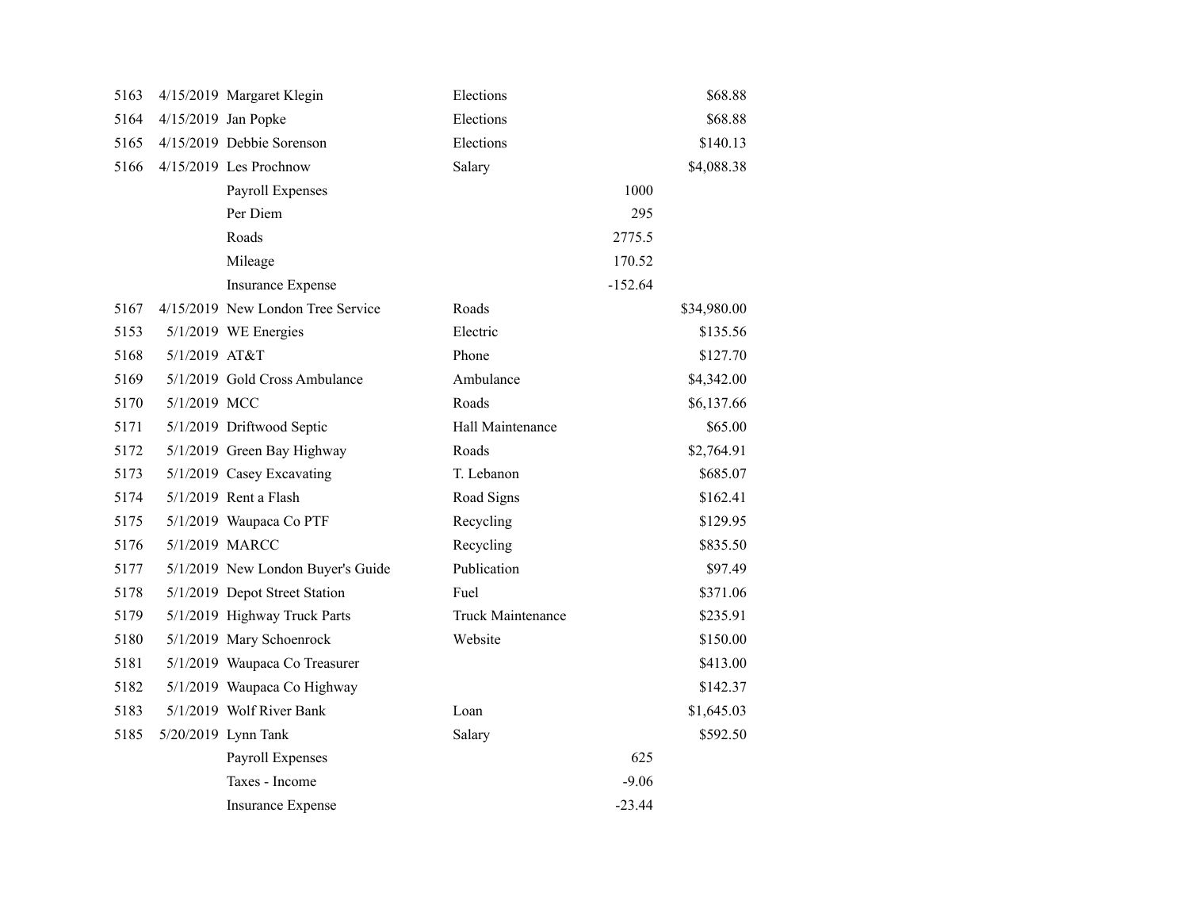| | | | | | |
|---|---|---|---|---|---|
| 5163 | 4/15/2019 | Margaret Klegin | Elections | | $68.88 |
| 5164 | 4/15/2019 | Jan Popke | Elections | | $68.88 |
| 5165 | 4/15/2019 | Debbie Sorenson | Elections | | $140.13 |
| 5166 | 4/15/2019 | Les Prochnow | Salary | | $4,088.38 |
| | | Payroll Expenses | | 1000 | |
| | | Per Diem | | 295 | |
| | | Roads | | 2775.5 | |
| | | Mileage | | 170.52 | |
| | | Insurance Expense | | -152.64 | |
| 5167 | 4/15/2019 | New London Tree Service | Roads | | $34,980.00 |
| 5153 | 5/1/2019 | WE Energies | Electric | | $135.56 |
| 5168 | 5/1/2019 | AT&T | Phone | | $127.70 |
| 5169 | 5/1/2019 | Gold Cross Ambulance | Ambulance | | $4,342.00 |
| 5170 | 5/1/2019 | MCC | Roads | | $6,137.66 |
| 5171 | 5/1/2019 | Driftwood Septic | Hall Maintenance | | $65.00 |
| 5172 | 5/1/2019 | Green Bay Highway | Roads | | $2,764.91 |
| 5173 | 5/1/2019 | Casey Excavating | T. Lebanon | | $685.07 |
| 5174 | 5/1/2019 | Rent a Flash | Road Signs | | $162.41 |
| 5175 | 5/1/2019 | Waupaca Co PTF | Recycling | | $129.95 |
| 5176 | 5/1/2019 | MARCC | Recycling | | $835.50 |
| 5177 | 5/1/2019 | New London Buyer's Guide | Publication | | $97.49 |
| 5178 | 5/1/2019 | Depot Street Station | Fuel | | $371.06 |
| 5179 | 5/1/2019 | Highway Truck Parts | Truck Maintenance | | $235.91 |
| 5180 | 5/1/2019 | Mary Schoenrock | Website | | $150.00 |
| 5181 | 5/1/2019 | Waupaca Co Treasurer | | | $413.00 |
| 5182 | 5/1/2019 | Waupaca Co Highway | | | $142.37 |
| 5183 | 5/1/2019 | Wolf River Bank | Loan | | $1,645.03 |
| 5185 | 5/20/2019 | Lynn Tank | Salary | | $592.50 |
| | | Payroll Expenses | | 625 | |
| | | Taxes - Income | | -9.06 | |
| | | Insurance Expense | | -23.44 | |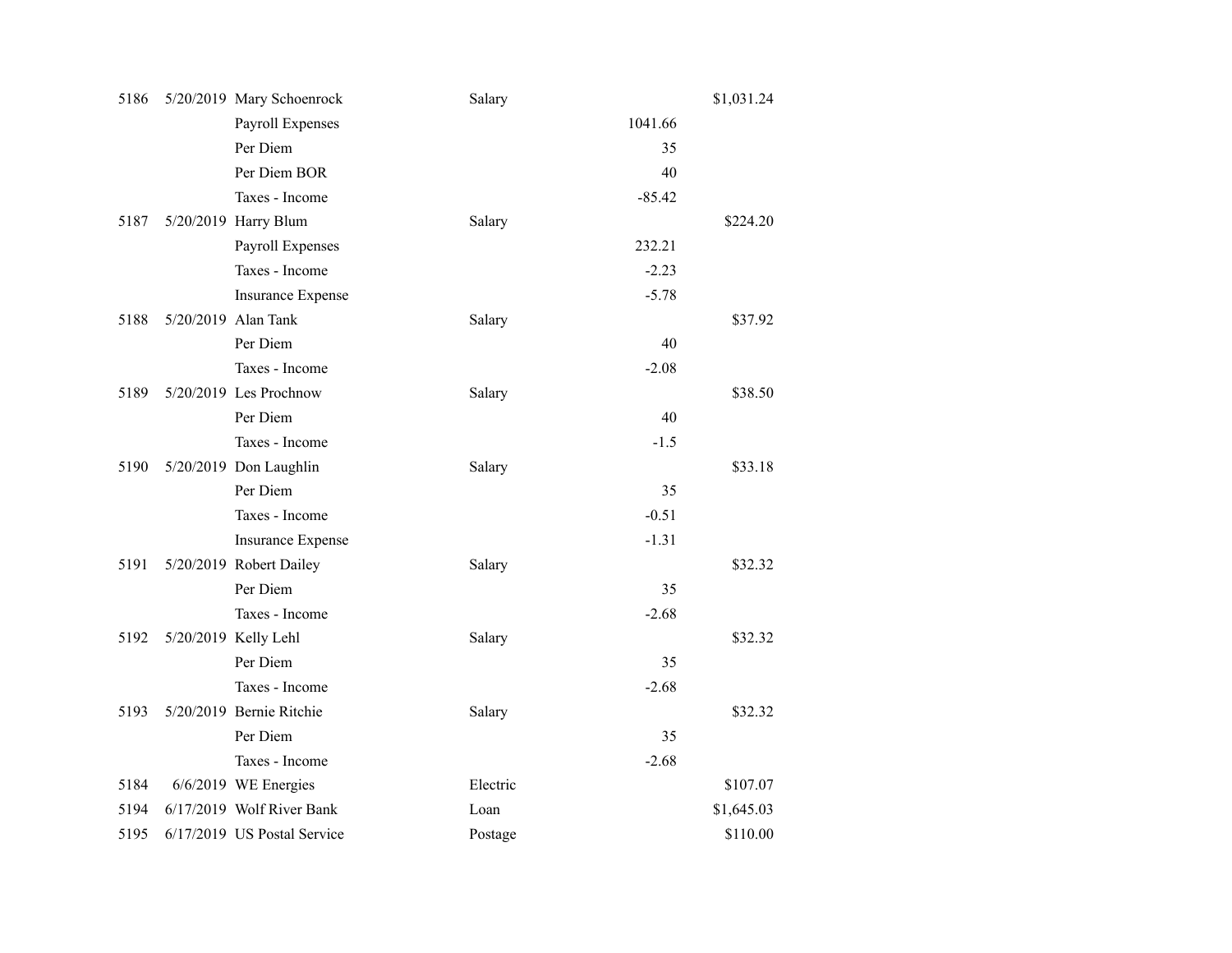| | | | | | |
|---|---|---|---|---|---|
| 5186 | 5/20/2019 | Mary Schoenrock | Salary | | $1,031.24 |
| | | Payroll Expenses | | 1041.66 | |
| | | Per Diem | | 35 | |
| | | Per Diem BOR | | 40 | |
| | | Taxes - Income | | -85.42 | |
| 5187 | 5/20/2019 | Harry Blum | Salary | | $224.20 |
| | | Payroll Expenses | | 232.21 | |
| | | Taxes - Income | | -2.23 | |
| | | Insurance Expense | | -5.78 | |
| 5188 | 5/20/2019 | Alan Tank | Salary | | $37.92 |
| | | Per Diem | | 40 | |
| | | Taxes - Income | | -2.08 | |
| 5189 | 5/20/2019 | Les Prochnow | Salary | | $38.50 |
| | | Per Diem | | 40 | |
| | | Taxes - Income | | -1.5 | |
| 5190 | 5/20/2019 | Don Laughlin | Salary | | $33.18 |
| | | Per Diem | | 35 | |
| | | Taxes - Income | | -0.51 | |
| | | Insurance Expense | | -1.31 | |
| 5191 | 5/20/2019 | Robert Dailey | Salary | | $32.32 |
| | | Per Diem | | 35 | |
| | | Taxes - Income | | -2.68 | |
| 5192 | 5/20/2019 | Kelly Lehl | Salary | | $32.32 |
| | | Per Diem | | 35 | |
| | | Taxes - Income | | -2.68 | |
| 5193 | 5/20/2019 | Bernie Ritchie | Salary | | $32.32 |
| | | Per Diem | | 35 | |
| | | Taxes - Income | | -2.68 | |
| 5184 | 6/6/2019 | WE Energies | Electric | | $107.07 |
| 5194 | 6/17/2019 | Wolf River Bank | Loan | | $1,645.03 |
| 5195 | 6/17/2019 | US Postal Service | Postage | | $110.00 |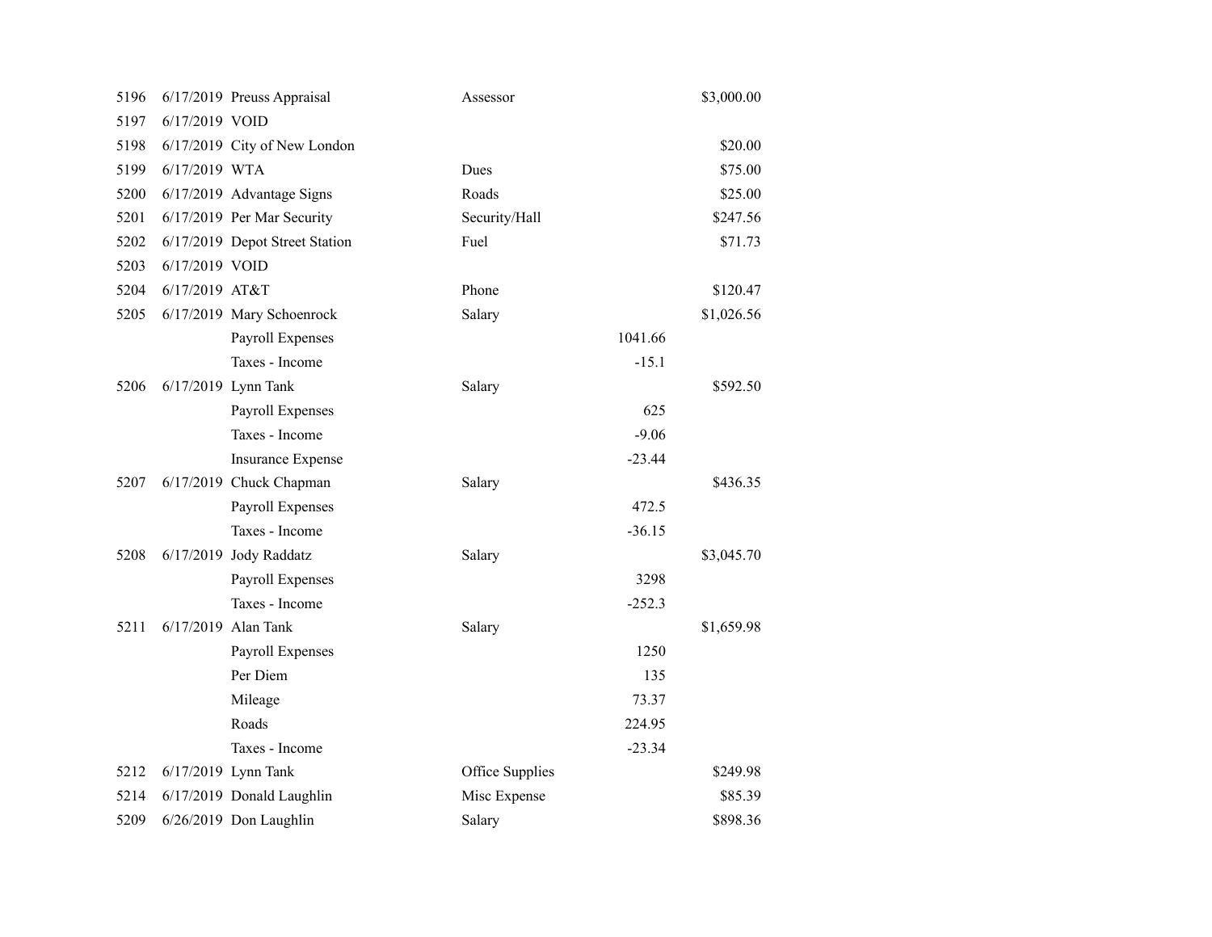| | | | | | |
|---|---|---|---|---|---|
| 5196 | 6/17/2019 | Preuss Appraisal | Assessor | | $3,000.00 |
| 5197 | 6/17/2019 | VOID | | | |
| 5198 | 6/17/2019 | City of New London | | | $20.00 |
| 5199 | 6/17/2019 | WTA | Dues | | $75.00 |
| 5200 | 6/17/2019 | Advantage Signs | Roads | | $25.00 |
| 5201 | 6/17/2019 | Per Mar Security | Security/Hall | | $247.56 |
| 5202 | 6/17/2019 | Depot Street Station | Fuel | | $71.73 |
| 5203 | 6/17/2019 | VOID | | | |
| 5204 | 6/17/2019 | AT&T | Phone | | $120.47 |
| 5205 | 6/17/2019 | Mary Schoenrock | Salary | | $1,026.56 |
| | | Payroll Expenses | | 1041.66 | |
| | | Taxes - Income | | -15.1 | |
| 5206 | 6/17/2019 | Lynn Tank | Salary | | $592.50 |
| | | Payroll Expenses | | 625 | |
| | | Taxes - Income | | -9.06 | |
| | | Insurance Expense | | -23.44 | |
| 5207 | 6/17/2019 | Chuck Chapman | Salary | | $436.35 |
| | | Payroll Expenses | | 472.5 | |
| | | Taxes - Income | | -36.15 | |
| 5208 | 6/17/2019 | Jody Raddatz | Salary | | $3,045.70 |
| | | Payroll Expenses | | 3298 | |
| | | Taxes - Income | | -252.3 | |
| 5211 | 6/17/2019 | Alan Tank | Salary | | $1,659.98 |
| | | Payroll Expenses | | 1250 | |
| | | Per Diem | | 135 | |
| | | Mileage | | 73.37 | |
| | | Roads | | 224.95 | |
| | | Taxes - Income | | -23.34 | |
| 5212 | 6/17/2019 | Lynn Tank | Office Supplies | | $249.98 |
| 5214 | 6/17/2019 | Donald Laughlin | Misc Expense | | $85.39 |
| 5209 | 6/26/2019 | Don Laughlin | Salary | | $898.36 |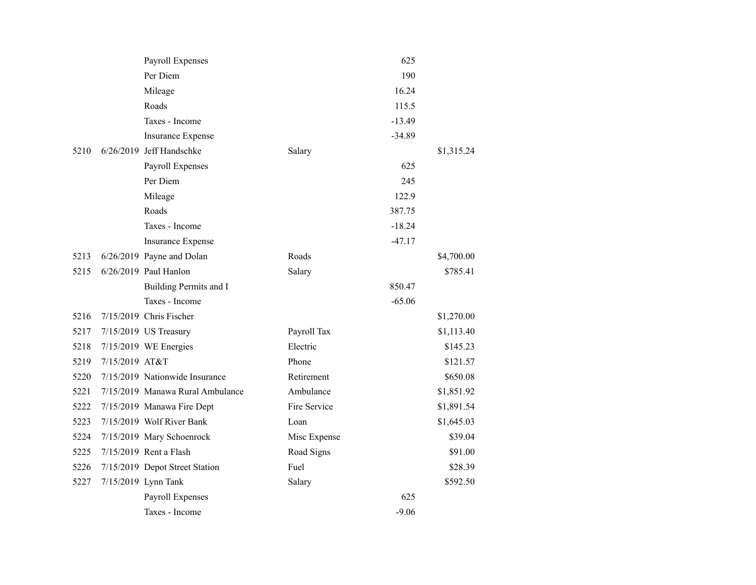| Num | Date | Name | Account | Split Amount | Amount |
|---|---|---|---|---|---|
| | | Payroll Expenses | | 625 | |
| | | Per Diem | | 190 | |
| | | Mileage | | 16.24 | |
| | | Roads | | 115.5 | |
| | | Taxes - Income | | -13.49 | |
| | | Insurance Expense | | -34.89 | |
| 5210 | 6/26/2019 | Jeff Handschke | Salary | | $1,315.24 |
| | | Payroll Expenses | | 625 | |
| | | Per Diem | | 245 | |
| | | Mileage | | 122.9 | |
| | | Roads | | 387.75 | |
| | | Taxes - Income | | -18.24 | |
| | | Insurance Expense | | -47.17 | |
| 5213 | 6/26/2019 | Payne and Dolan | Roads | | $4,700.00 |
| 5215 | 6/26/2019 | Paul Hanlon | Salary | | $785.41 |
| | | Building Permits and I | | 850.47 | |
| | | Taxes - Income | | -65.06 | |
| 5216 | 7/15/2019 | Chris Fischer | | | $1,270.00 |
| 5217 | 7/15/2019 | US Treasury | Payroll Tax | | $1,113.40 |
| 5218 | 7/15/2019 | WE Energies | Electric | | $145.23 |
| 5219 | 7/15/2019 | AT&T | Phone | | $121.57 |
| 5220 | 7/15/2019 | Nationwide Insurance | Retirement | | $650.08 |
| 5221 | 7/15/2019 | Manawa Rural Ambulance | Ambulance | | $1,851.92 |
| 5222 | 7/15/2019 | Manawa Fire Dept | Fire Service | | $1,891.54 |
| 5223 | 7/15/2019 | Wolf River Bank | Loan | | $1,645.03 |
| 5224 | 7/15/2019 | Mary Schoenrock | Misc Expense | | $39.04 |
| 5225 | 7/15/2019 | Rent a Flash | Road Signs | | $91.00 |
| 5226 | 7/15/2019 | Depot Street Station | Fuel | | $28.39 |
| 5227 | 7/15/2019 | Lynn Tank | Salary | | $592.50 |
| | | Payroll Expenses | | 625 | |
| | | Taxes - Income | | -9.06 | |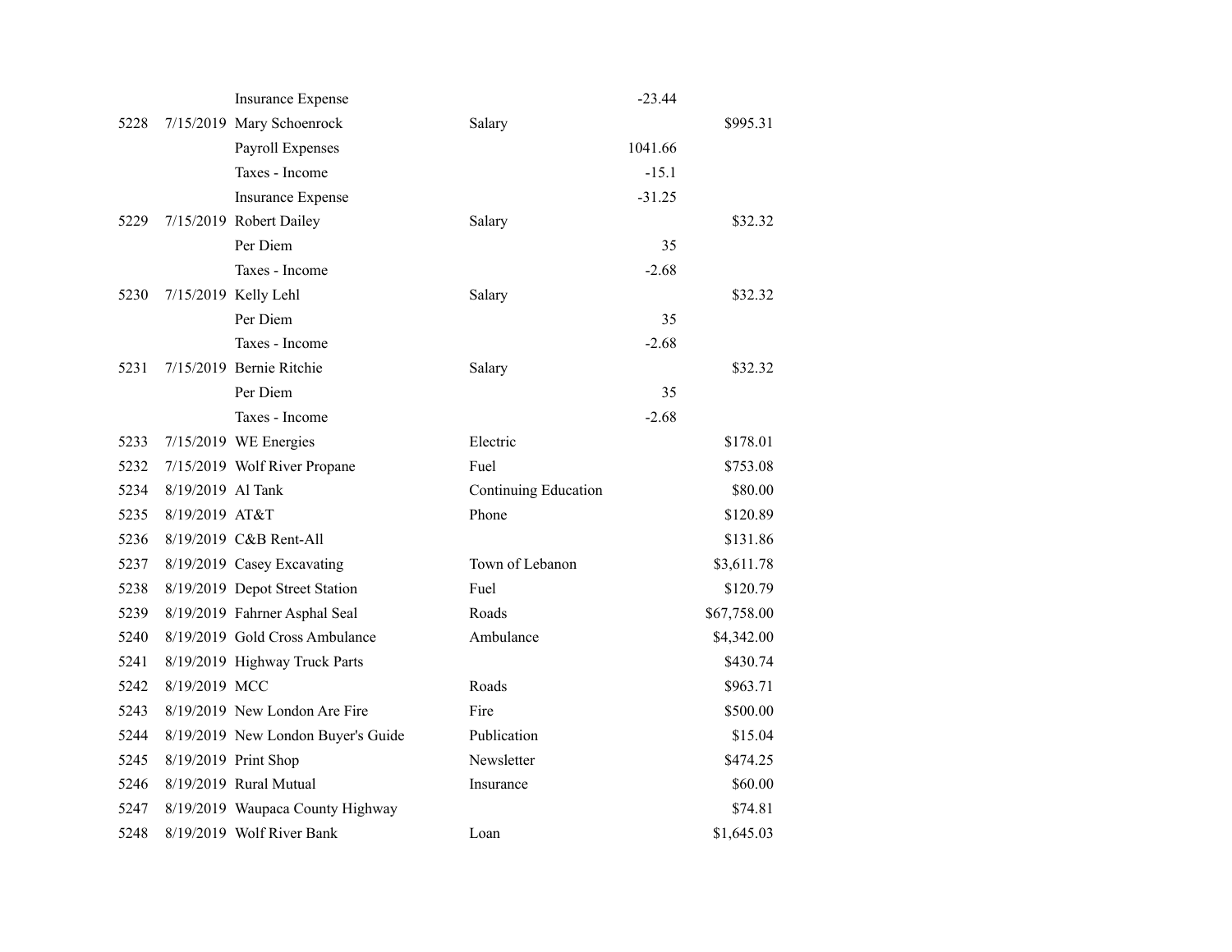| | | | | | |
|---|---|---|---|---|---|
| | | Insurance Expense | | -23.44 | |
| 5228 | 7/15/2019 | Mary Schoenrock | Salary | | $995.31 |
| | | Payroll Expenses | | 1041.66 | |
| | | Taxes - Income | | -15.1 | |
| | | Insurance Expense | | -31.25 | |
| 5229 | 7/15/2019 | Robert Dailey | Salary | | $32.32 |
| | | Per Diem | | 35 | |
| | | Taxes - Income | | -2.68 | |
| 5230 | 7/15/2019 | Kelly Lehl | Salary | | $32.32 |
| | | Per Diem | | 35 | |
| | | Taxes - Income | | -2.68 | |
| 5231 | 7/15/2019 | Bernie Ritchie | Salary | | $32.32 |
| | | Per Diem | | 35 | |
| | | Taxes - Income | | -2.68 | |
| 5233 | 7/15/2019 | WE Energies | Electric | | $178.01 |
| 5232 | 7/15/2019 | Wolf River Propane | Fuel | | $753.08 |
| 5234 | 8/19/2019 | Al Tank | Continuing Education | | $80.00 |
| 5235 | 8/19/2019 | AT&T | Phone | | $120.89 |
| 5236 | 8/19/2019 | C&B Rent-All | | | $131.86 |
| 5237 | 8/19/2019 | Casey Excavating | Town of Lebanon | | $3,611.78 |
| 5238 | 8/19/2019 | Depot Street Station | Fuel | | $120.79 |
| 5239 | 8/19/2019 | Fahrner Asphal Seal | Roads | | $67,758.00 |
| 5240 | 8/19/2019 | Gold Cross Ambulance | Ambulance | | $4,342.00 |
| 5241 | 8/19/2019 | Highway Truck Parts | | | $430.74 |
| 5242 | 8/19/2019 | MCC | Roads | | $963.71 |
| 5243 | 8/19/2019 | New London Are Fire | Fire | | $500.00 |
| 5244 | 8/19/2019 | New London Buyer's Guide | Publication | | $15.04 |
| 5245 | 8/19/2019 | Print Shop | Newsletter | | $474.25 |
| 5246 | 8/19/2019 | Rural Mutual | Insurance | | $60.00 |
| 5247 | 8/19/2019 | Waupaca County Highway | | | $74.81 |
| 5248 | 8/19/2019 | Wolf River Bank | Loan | | $1,645.03 |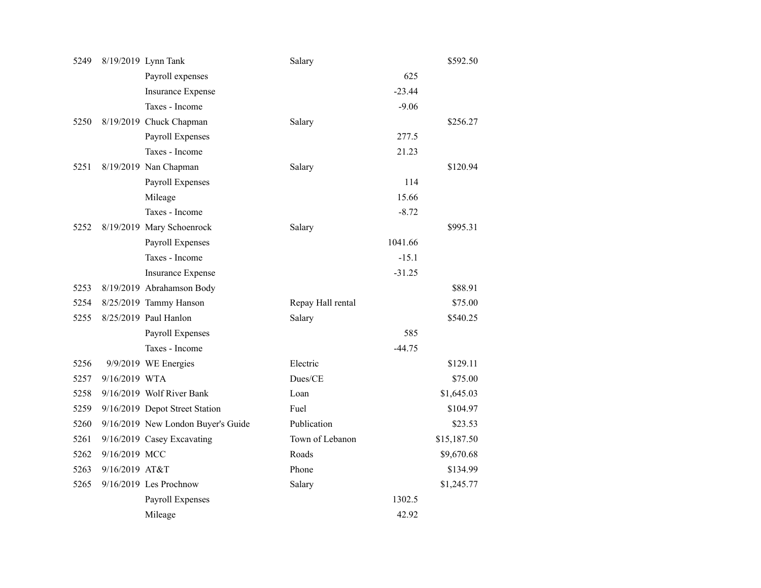| | | | | | |
|---|---|---|---|---|---|
| 5249 | 8/19/2019 | Lynn Tank | Salary | | $592.50 |
| | | Payroll expenses | | 625 | |
| | | Insurance Expense | | -23.44 | |
| | | Taxes - Income | | -9.06 | |
| 5250 | 8/19/2019 | Chuck Chapman | Salary | | $256.27 |
| | | Payroll Expenses | | 277.5 | |
| | | Taxes - Income | | 21.23 | |
| 5251 | 8/19/2019 | Nan Chapman | Salary | | $120.94 |
| | | Payroll Expenses | | 114 | |
| | | Mileage | | 15.66 | |
| | | Taxes - Income | | -8.72 | |
| 5252 | 8/19/2019 | Mary Schoenrock | Salary | | $995.31 |
| | | Payroll Expenses | | 1041.66 | |
| | | Taxes - Income | | -15.1 | |
| | | Insurance Expense | | -31.25 | |
| 5253 | 8/19/2019 | Abrahamson Body | | | $88.91 |
| 5254 | 8/25/2019 | Tammy Hanson | Repay Hall rental | | $75.00 |
| 5255 | 8/25/2019 | Paul Hanlon | Salary | | $540.25 |
| | | Payroll Expenses | | 585 | |
| | | Taxes - Income | | -44.75 | |
| 5256 | 9/9/2019 | WE Energies | Electric | | $129.11 |
| 5257 | 9/16/2019 | WTA | Dues/CE | | $75.00 |
| 5258 | 9/16/2019 | Wolf River Bank | Loan | | $1,645.03 |
| 5259 | 9/16/2019 | Depot Street Station | Fuel | | $104.97 |
| 5260 | 9/16/2019 | New London Buyer's Guide | Publication | | $23.53 |
| 5261 | 9/16/2019 | Casey Excavating | Town of Lebanon | | $15,187.50 |
| 5262 | 9/16/2019 | MCC | Roads | | $9,670.68 |
| 5263 | 9/16/2019 | AT&T | Phone | | $134.99 |
| 5265 | 9/16/2019 | Les Prochnow | Salary | | $1,245.77 |
| | | Payroll Expenses | | 1302.5 | |
| | | Mileage | | 42.92 | |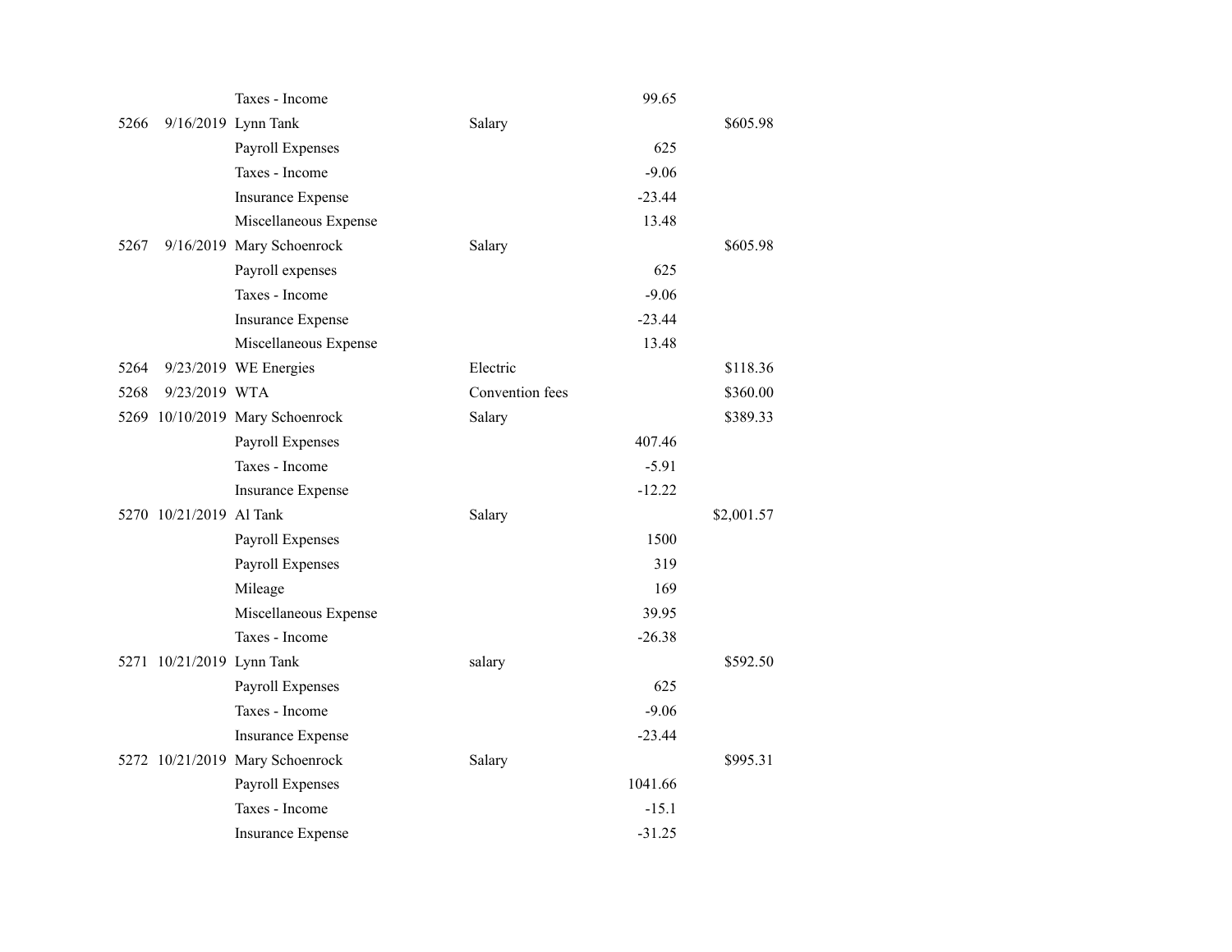| | | | | | |
|---|---|---|---|---|---|
| | | Taxes - Income | | 99.65 | |
| 5266 | 9/16/2019 | Lynn Tank | Salary | | $605.98 |
| | | Payroll Expenses | | 625 | |
| | | Taxes - Income | | -9.06 | |
| | | Insurance Expense | | -23.44 | |
| | | Miscellaneous Expense | | 13.48 | |
| 5267 | 9/16/2019 | Mary Schoenrock | Salary | | $605.98 |
| | | Payroll expenses | | 625 | |
| | | Taxes - Income | | -9.06 | |
| | | Insurance Expense | | -23.44 | |
| | | Miscellaneous Expense | | 13.48 | |
| 5264 | 9/23/2019 | WE Energies | Electric | | $118.36 |
| 5268 | 9/23/2019 | WTA | Convention fees | | $360.00 |
| 5269 | 10/10/2019 | Mary Schoenrock | Salary | | $389.33 |
| | | Payroll Expenses | | 407.46 | |
| | | Taxes - Income | | -5.91 | |
| | | Insurance Expense | | -12.22 | |
| 5270 | 10/21/2019 | Al Tank | Salary | | $2,001.57 |
| | | Payroll Expenses | | 1500 | |
| | | Payroll Expenses | | 319 | |
| | | Mileage | | 169 | |
| | | Miscellaneous Expense | | 39.95 | |
| | | Taxes - Income | | -26.38 | |
| 5271 | 10/21/2019 | Lynn Tank | salary | | $592.50 |
| | | Payroll Expenses | | 625 | |
| | | Taxes - Income | | -9.06 | |
| | | Insurance Expense | | -23.44 | |
| 5272 | 10/21/2019 | Mary Schoenrock | Salary | | $995.31 |
| | | Payroll Expenses | | 1041.66 | |
| | | Taxes - Income | | -15.1 | |
| | | Insurance Expense | | -31.25 | |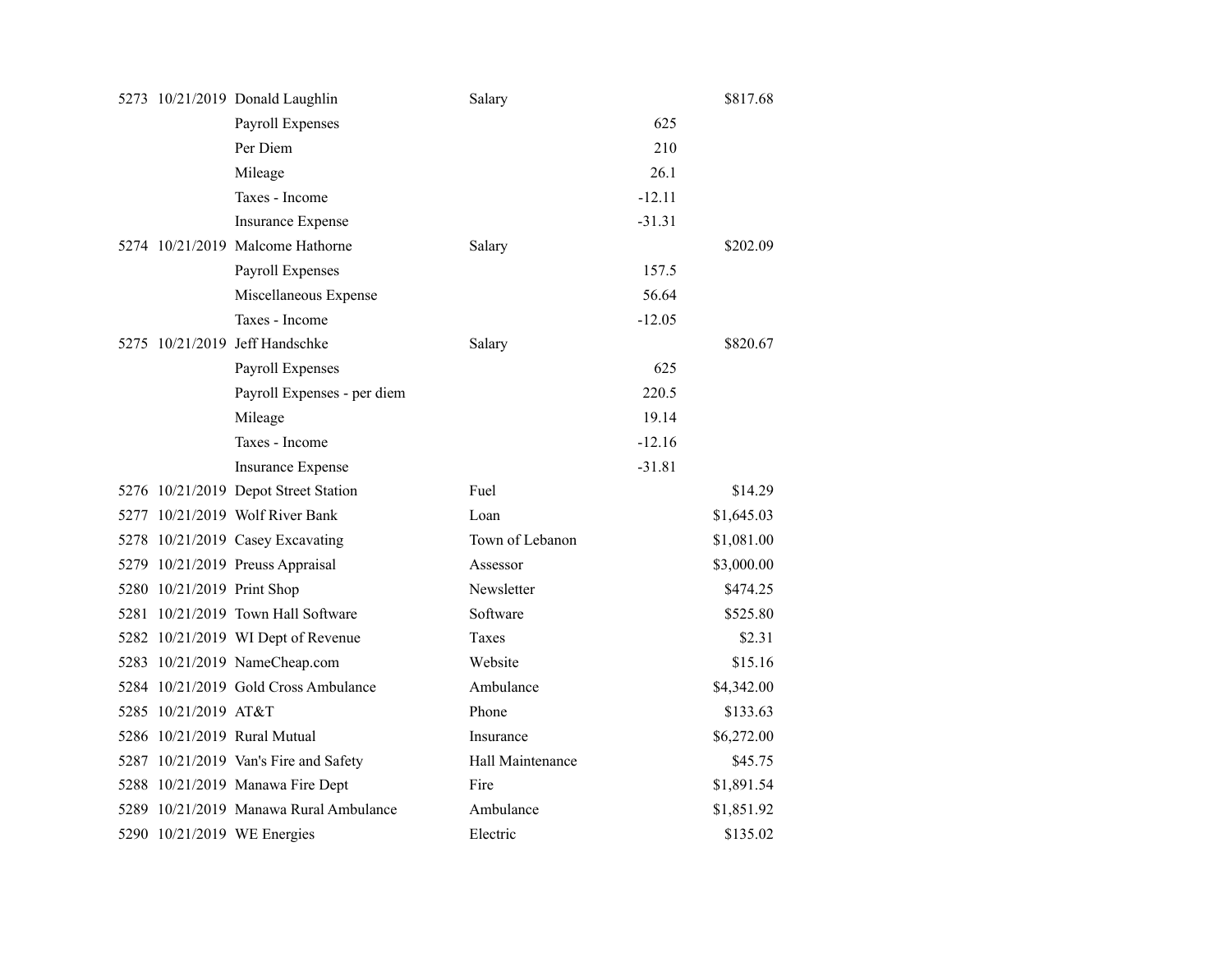| | | | | | |
|---|---|---|---|---|---|
| 5273 | 10/21/2019 | Donald Laughlin | Salary | | $817.68 |
| | | Payroll Expenses | | 625 | |
| | | Per Diem | | 210 | |
| | | Mileage | | 26.1 | |
| | | Taxes - Income | | -12.11 | |
| | | Insurance Expense | | -31.31 | |
| 5274 | 10/21/2019 | Malcome Hathorne | Salary | | $202.09 |
| | | Payroll Expenses | | 157.5 | |
| | | Miscellaneous Expense | | 56.64 | |
| | | Taxes - Income | | -12.05 | |
| 5275 | 10/21/2019 | Jeff Handschke | Salary | | $820.67 |
| | | Payroll Expenses | | 625 | |
| | | Payroll Expenses - per diem | | 220.5 | |
| | | Mileage | | 19.14 | |
| | | Taxes - Income | | -12.16 | |
| | | Insurance Expense | | -31.81 | |
| 5276 | 10/21/2019 | Depot Street Station | Fuel | | $14.29 |
| 5277 | 10/21/2019 | Wolf River Bank | Loan | | $1,645.03 |
| 5278 | 10/21/2019 | Casey Excavating | Town of Lebanon | | $1,081.00 |
| 5279 | 10/21/2019 | Preuss Appraisal | Assessor | | $3,000.00 |
| 5280 | 10/21/2019 | Print Shop | Newsletter | | $474.25 |
| 5281 | 10/21/2019 | Town Hall Software | Software | | $525.80 |
| 5282 | 10/21/2019 | WI Dept of Revenue | Taxes | | $2.31 |
| 5283 | 10/21/2019 | NameCheap.com | Website | | $15.16 |
| 5284 | 10/21/2019 | Gold Cross Ambulance | Ambulance | | $4,342.00 |
| 5285 | 10/21/2019 | AT&T | Phone | | $133.63 |
| 5286 | 10/21/2019 | Rural Mutual | Insurance | | $6,272.00 |
| 5287 | 10/21/2019 | Van's Fire and Safety | Hall Maintenance | | $45.75 |
| 5288 | 10/21/2019 | Manawa Fire Dept | Fire | | $1,891.54 |
| 5289 | 10/21/2019 | Manawa Rural Ambulance | Ambulance | | $1,851.92 |
| 5290 | 10/21/2019 | WE Energies | Electric | | $135.02 |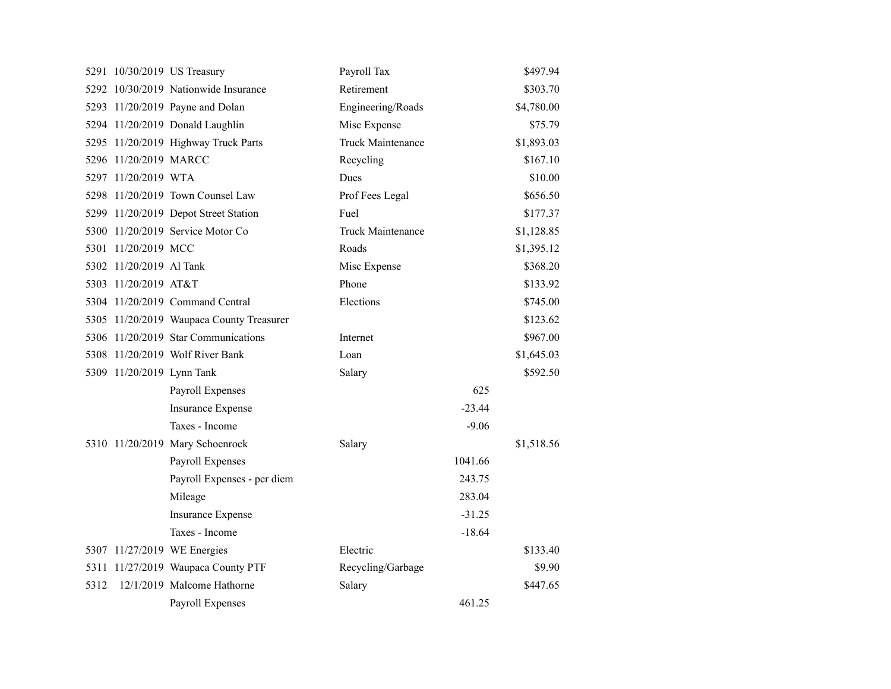| | | | | | |
|---|---|---|---|---|---|
| 5291 | 10/30/2019 | US Treasury | Payroll Tax | | $497.94 |
| 5292 | 10/30/2019 | Nationwide Insurance | Retirement | | $303.70 |
| 5293 | 11/20/2019 | Payne and Dolan | Engineering/Roads | | $4,780.00 |
| 5294 | 11/20/2019 | Donald Laughlin | Misc Expense | | $75.79 |
| 5295 | 11/20/2019 | Highway Truck Parts | Truck Maintenance | | $1,893.03 |
| 5296 | 11/20/2019 | MARCC | Recycling | | $167.10 |
| 5297 | 11/20/2019 | WTA | Dues | | $10.00 |
| 5298 | 11/20/2019 | Town Counsel Law | Prof Fees Legal | | $656.50 |
| 5299 | 11/20/2019 | Depot Street Station | Fuel | | $177.37 |
| 5300 | 11/20/2019 | Service Motor Co | Truck Maintenance | | $1,128.85 |
| 5301 | 11/20/2019 | MCC | Roads | | $1,395.12 |
| 5302 | 11/20/2019 | Al Tank | Misc Expense | | $368.20 |
| 5303 | 11/20/2019 | AT&T | Phone | | $133.92 |
| 5304 | 11/20/2019 | Command Central | Elections | | $745.00 |
| 5305 | 11/20/2019 | Waupaca County Treasurer | | | $123.62 |
| 5306 | 11/20/2019 | Star Communications | Internet | | $967.00 |
| 5308 | 11/20/2019 | Wolf River Bank | Loan | | $1,645.03 |
| 5309 | 11/20/2019 | Lynn Tank | Salary | | $592.50 |
| | | Payroll Expenses | | 625 | |
| | | Insurance Expense | | -23.44 | |
| | | Taxes - Income | | -9.06 | |
| 5310 | 11/20/2019 | Mary Schoenrock | Salary | | $1,518.56 |
| | | Payroll Expenses | | 1041.66 | |
| | | Payroll Expenses - per diem | | 243.75 | |
| | | Mileage | | 283.04 | |
| | | Insurance Expense | | -31.25 | |
| | | Taxes - Income | | -18.64 | |
| 5307 | 11/27/2019 | WE Energies | Electric | | $133.40 |
| 5311 | 11/27/2019 | Waupaca County PTF | Recycling/Garbage | | $9.90 |
| 5312 | 12/1/2019 | Malcome Hathorne | Salary | | $447.65 |
| | | Payroll Expenses | | 461.25 | |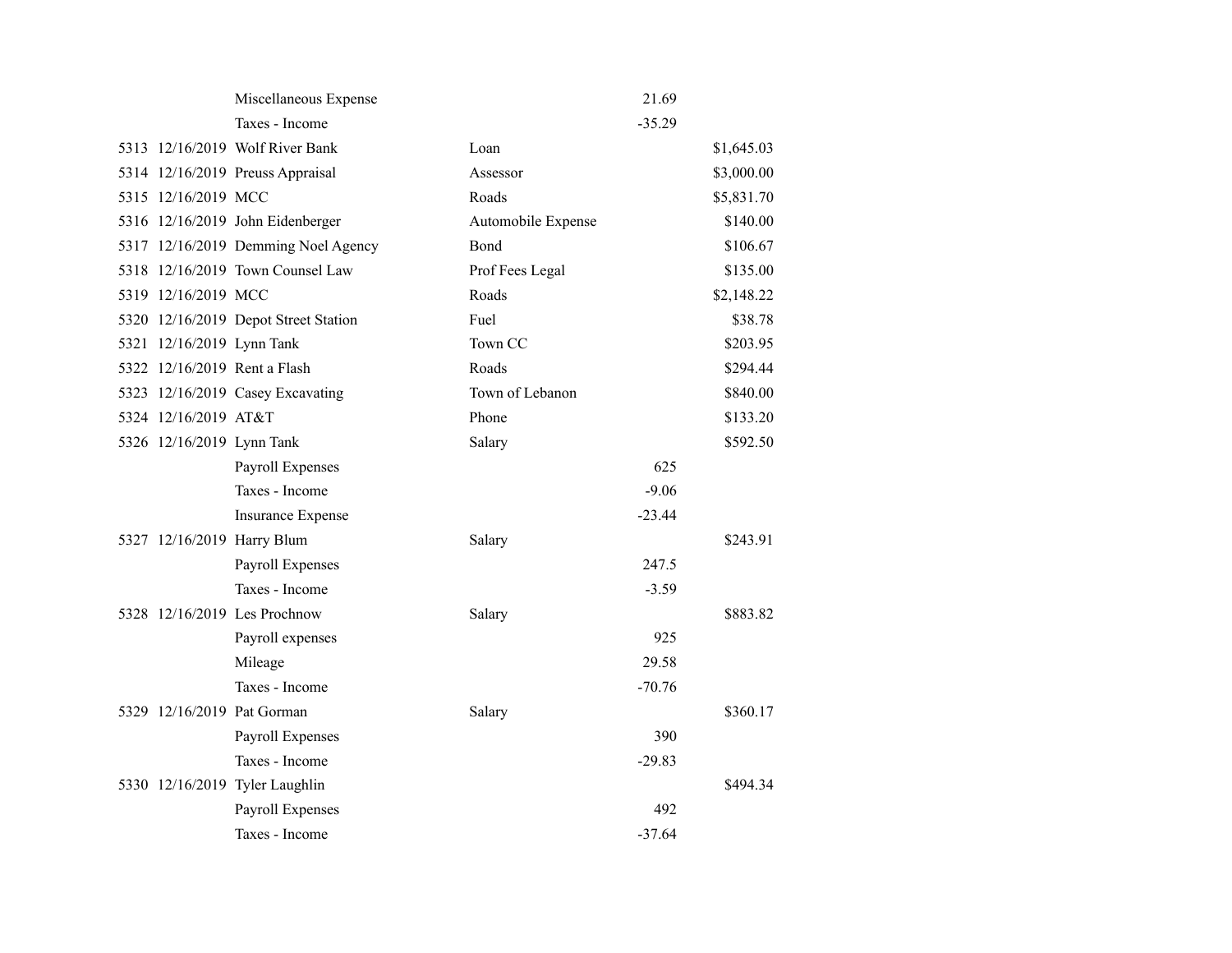| | | | | | |
|---|---|---|---|---|---|
| | | Miscellaneous Expense | | 21.69 | |
| | | Taxes - Income | | -35.29 | |
| 5313 | 12/16/2019 | Wolf River Bank | Loan | | $1,645.03 |
| 5314 | 12/16/2019 | Preuss Appraisal | Assessor | | $3,000.00 |
| 5315 | 12/16/2019 | MCC | Roads | | $5,831.70 |
| 5316 | 12/16/2019 | John Eidenberger | Automobile Expense | | $140.00 |
| 5317 | 12/16/2019 | Demming Noel Agency | Bond | | $106.67 |
| 5318 | 12/16/2019 | Town Counsel Law | Prof Fees Legal | | $135.00 |
| 5319 | 12/16/2019 | MCC | Roads | | $2,148.22 |
| 5320 | 12/16/2019 | Depot Street Station | Fuel | | $38.78 |
| 5321 | 12/16/2019 | Lynn Tank | Town CC | | $203.95 |
| 5322 | 12/16/2019 | Rent a Flash | Roads | | $294.44 |
| 5323 | 12/16/2019 | Casey Excavating | Town of Lebanon | | $840.00 |
| 5324 | 12/16/2019 | AT&T | Phone | | $133.20 |
| 5326 | 12/16/2019 | Lynn Tank | Salary | | $592.50 |
| | | Payroll Expenses | | 625 | |
| | | Taxes - Income | | -9.06 | |
| | | Insurance Expense | | -23.44 | |
| 5327 | 12/16/2019 | Harry Blum | Salary | | $243.91 |
| | | Payroll Expenses | | 247.5 | |
| | | Taxes - Income | | -3.59 | |
| 5328 | 12/16/2019 | Les Prochnow | Salary | | $883.82 |
| | | Payroll expenses | | 925 | |
| | | Mileage | | 29.58 | |
| | | Taxes - Income | | -70.76 | |
| 5329 | 12/16/2019 | Pat Gorman | Salary | | $360.17 |
| | | Payroll Expenses | | 390 | |
| | | Taxes - Income | | -29.83 | |
| 5330 | 12/16/2019 | Tyler Laughlin | | | $494.34 |
| | | Payroll Expenses | | 492 | |
| | | Taxes - Income | | -37.64 | |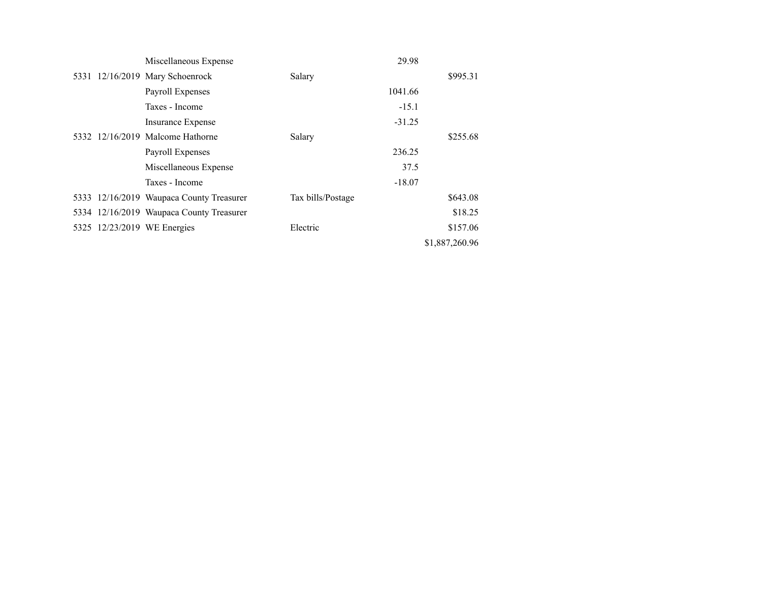| | | | | | |
|---|---|---|---|---|---|
| | | Miscellaneous Expense | | 29.98 | |
| 5331 | 12/16/2019 | Mary Schoenrock | Salary | | $995.31 |
| | | Payroll Expenses | | 1041.66 | |
| | | Taxes - Income | | -15.1 | |
| | | Insurance Expense | | -31.25 | |
| 5332 | 12/16/2019 | Malcome Hathorne | Salary | | $255.68 |
| | | Payroll Expenses | | 236.25 | |
| | | Miscellaneous Expense | | 37.5 | |
| | | Taxes - Income | | -18.07 | |
| 5333 | 12/16/2019 | Waupaca County Treasurer | Tax bills/Postage | | $643.08 |
| 5334 | 12/16/2019 | Waupaca County Treasurer | | | $18.25 |
| 5325 | 12/23/2019 | WE Energies | Electric | | $157.06 |
| | | | | | $1,887,260.96 |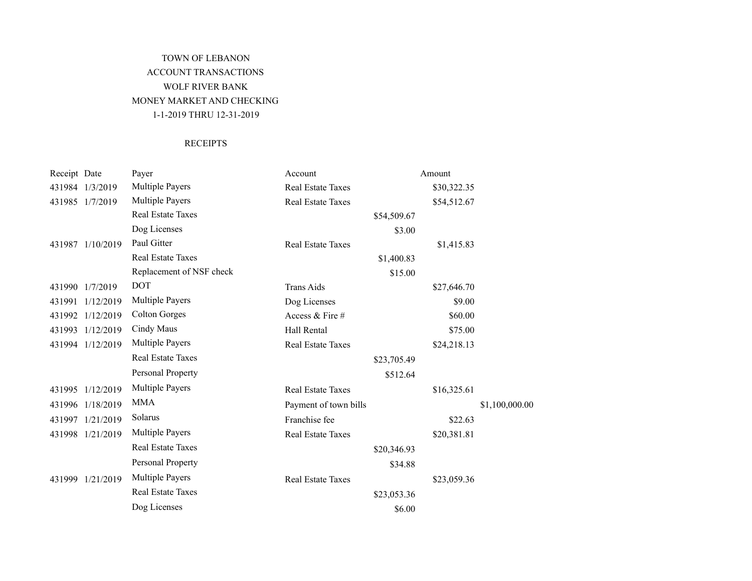TOWN OF LEBANON

ACCOUNT TRANSACTIONS

WOLF RIVER BANK

MONEY MARKET AND CHECKING

1-1-2019 THRU 12-31-2019

RECEIPTS

| Receipt | Date | Payer | Account | | Amount | |
|---|---|---|---|---|---|---|
| 431984 | 1/3/2019 | Multiple Payers | Real Estate Taxes | | $30,322.35 | |
| 431985 | 1/7/2019 | Multiple Payers | Real Estate Taxes | | $54,512.67 | |
| | | Real Estate Taxes | | $54,509.67 | | |
| | | Dog Licenses | | $3.00 | | |
| 431987 | 1/10/2019 | Paul Gitter | Real Estate Taxes | | $1,415.83 | |
| | | Real Estate Taxes | | $1,400.83 | | |
| | | Replacement of NSF check | | $15.00 | | |
| 431990 | 1/7/2019 | DOT | Trans Aids | | $27,646.70 | |
| 431991 | 1/12/2019 | Multiple Payers | Dog Licenses | | $9.00 | |
| 431992 | 1/12/2019 | Colton Gorges | Access & Fire # | | $60.00 | |
| 431993 | 1/12/2019 | Cindy Maus | Hall Rental | | $75.00 | |
| 431994 | 1/12/2019 | Multiple Payers | Real Estate Taxes | | $24,218.13 | |
| | | Real Estate Taxes | | $23,705.49 | | |
| | | Personal Property | | $512.64 | | |
| 431995 | 1/12/2019 | Multiple Payers | Real Estate Taxes | | $16,325.61 | |
| 431996 | 1/18/2019 | MMA | Payment of town bills | | | $1,100,000.00 |
| 431997 | 1/21/2019 | Solarus | Franchise fee | | $22.63 | |
| 431998 | 1/21/2019 | Multiple Payers | Real Estate Taxes | | $20,381.81 | |
| | | Real Estate Taxes | | $20,346.93 | | |
| | | Personal Property | | $34.88 | | |
| 431999 | 1/21/2019 | Multiple Payers | Real Estate Taxes | | $23,059.36 | |
| | | Real Estate Taxes | | $23,053.36 | | |
| | | Dog Licenses | | $6.00 | | |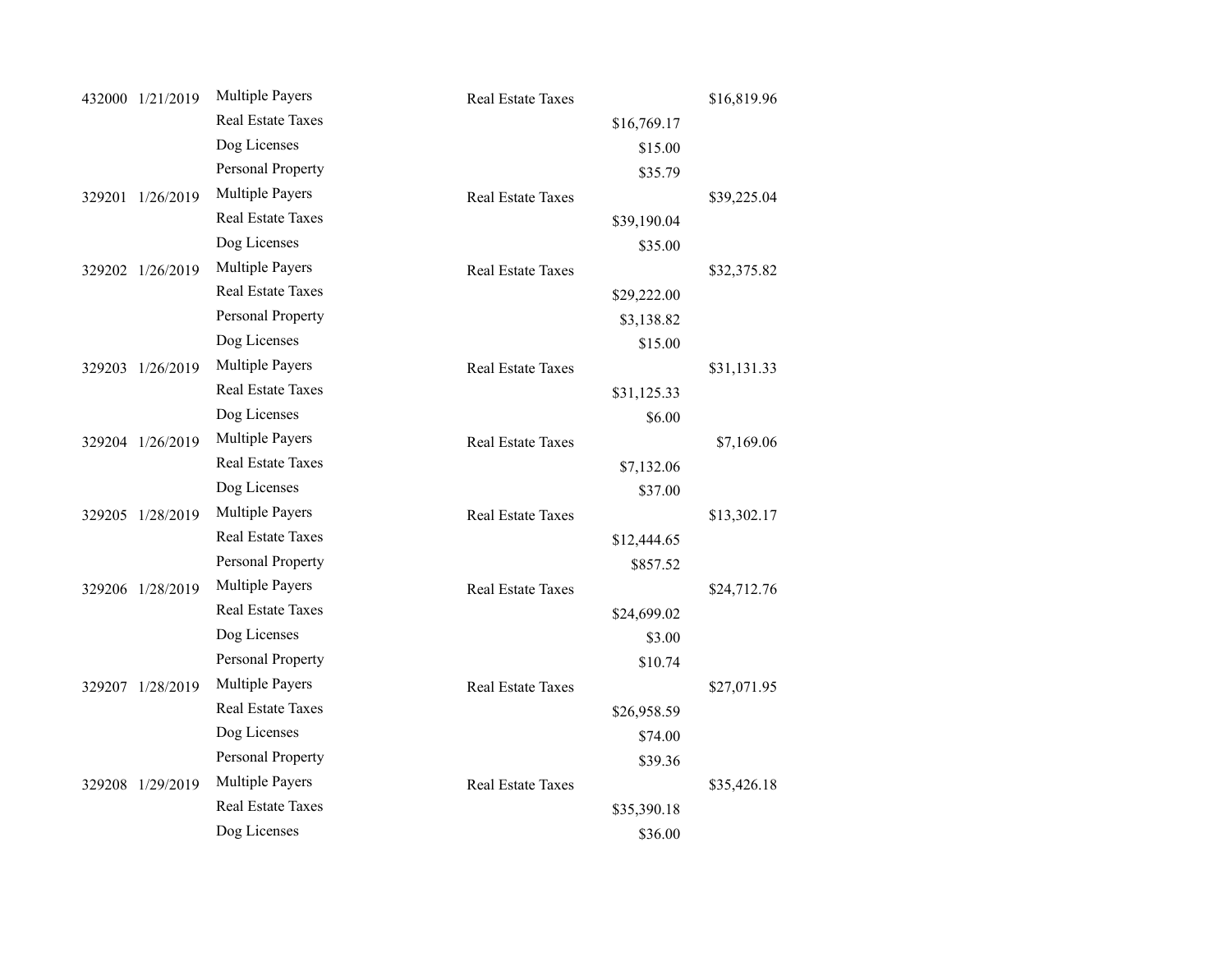| | | | | | |
|---|---|---|---|---|---|
| 432000 | 1/21/2019 | Multiple Payers | Real Estate Taxes | | $16,819.96 |
| | | Real Estate Taxes | | $16,769.17 | |
| | | Dog Licenses | | $15.00 | |
| | | Personal Property | | $35.79 | |
| 329201 | 1/26/2019 | Multiple Payers | Real Estate Taxes | | $39,225.04 |
| | | Real Estate Taxes | | $39,190.04 | |
| | | Dog Licenses | | $35.00 | |
| 329202 | 1/26/2019 | Multiple Payers | Real Estate Taxes | | $32,375.82 |
| | | Real Estate Taxes | | $29,222.00 | |
| | | Personal Property | | $3,138.82 | |
| | | Dog Licenses | | $15.00 | |
| 329203 | 1/26/2019 | Multiple Payers | Real Estate Taxes | | $31,131.33 |
| | | Real Estate Taxes | | $31,125.33 | |
| | | Dog Licenses | | $6.00 | |
| 329204 | 1/26/2019 | Multiple Payers | Real Estate Taxes | | $7,169.06 |
| | | Real Estate Taxes | | $7,132.06 | |
| | | Dog Licenses | | $37.00 | |
| 329205 | 1/28/2019 | Multiple Payers | Real Estate Taxes | | $13,302.17 |
| | | Real Estate Taxes | | $12,444.65 | |
| | | Personal Property | | $857.52 | |
| 329206 | 1/28/2019 | Multiple Payers | Real Estate Taxes | | $24,712.76 |
| | | Real Estate Taxes | | $24,699.02 | |
| | | Dog Licenses | | $3.00 | |
| | | Personal Property | | $10.74 | |
| 329207 | 1/28/2019 | Multiple Payers | Real Estate Taxes | | $27,071.95 |
| | | Real Estate Taxes | | $26,958.59 | |
| | | Dog Licenses | | $74.00 | |
| | | Personal Property | | $39.36 | |
| 329208 | 1/29/2019 | Multiple Payers | Real Estate Taxes | | $35,426.18 |
| | | Real Estate Taxes | | $35,390.18 | |
| | | Dog Licenses | | $36.00 | |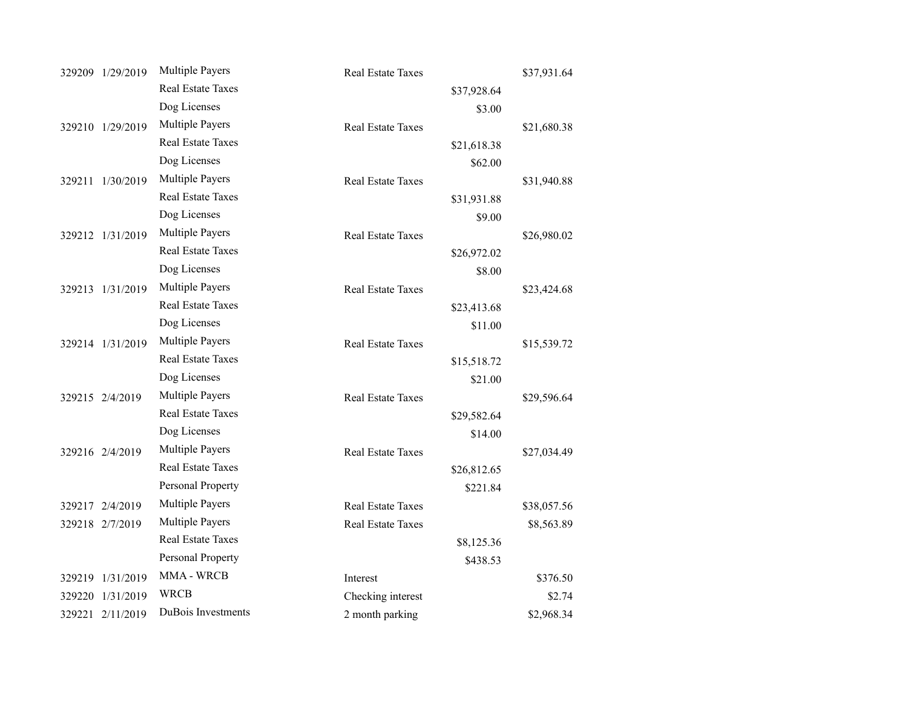| | | | | | |
|---|---|---|---|---|---|
| 329209 | 1/29/2019 | Multiple Payers | Real Estate Taxes | | $37,931.64 |
| | | Real Estate Taxes | | $37,928.64 | |
| | | Dog Licenses | | $3.00 | |
| 329210 | 1/29/2019 | Multiple Payers | Real Estate Taxes | | $21,680.38 |
| | | Real Estate Taxes | | $21,618.38 | |
| | | Dog Licenses | | $62.00 | |
| 329211 | 1/30/2019 | Multiple Payers | Real Estate Taxes | | $31,940.88 |
| | | Real Estate Taxes | | $31,931.88 | |
| | | Dog Licenses | | $9.00 | |
| 329212 | 1/31/2019 | Multiple Payers | Real Estate Taxes | | $26,980.02 |
| | | Real Estate Taxes | | $26,972.02 | |
| | | Dog Licenses | | $8.00 | |
| 329213 | 1/31/2019 | Multiple Payers | Real Estate Taxes | | $23,424.68 |
| | | Real Estate Taxes | | $23,413.68 | |
| | | Dog Licenses | | $11.00 | |
| 329214 | 1/31/2019 | Multiple Payers | Real Estate Taxes | | $15,539.72 |
| | | Real Estate Taxes | | $15,518.72 | |
| | | Dog Licenses | | $21.00 | |
| 329215 | 2/4/2019 | Multiple Payers | Real Estate Taxes | | $29,596.64 |
| | | Real Estate Taxes | | $29,582.64 | |
| | | Dog Licenses | | $14.00 | |
| 329216 | 2/4/2019 | Multiple Payers | Real Estate Taxes | | $27,034.49 |
| | | Real Estate Taxes | | $26,812.65 | |
| | | Personal Property | | $221.84 | |
| 329217 | 2/4/2019 | Multiple Payers | Real Estate Taxes | | $38,057.56 |
| 329218 | 2/7/2019 | Multiple Payers | Real Estate Taxes | | $8,563.89 |
| | | Real Estate Taxes | | $8,125.36 | |
| | | Personal Property | | $438.53 | |
| 329219 | 1/31/2019 | MMA - WRCB | Interest | | $376.50 |
| 329220 | 1/31/2019 | WRCB | Checking interest | | $2.74 |
| 329221 | 2/11/2019 | DuBois Investments | 2 month parking | | $2,968.34 |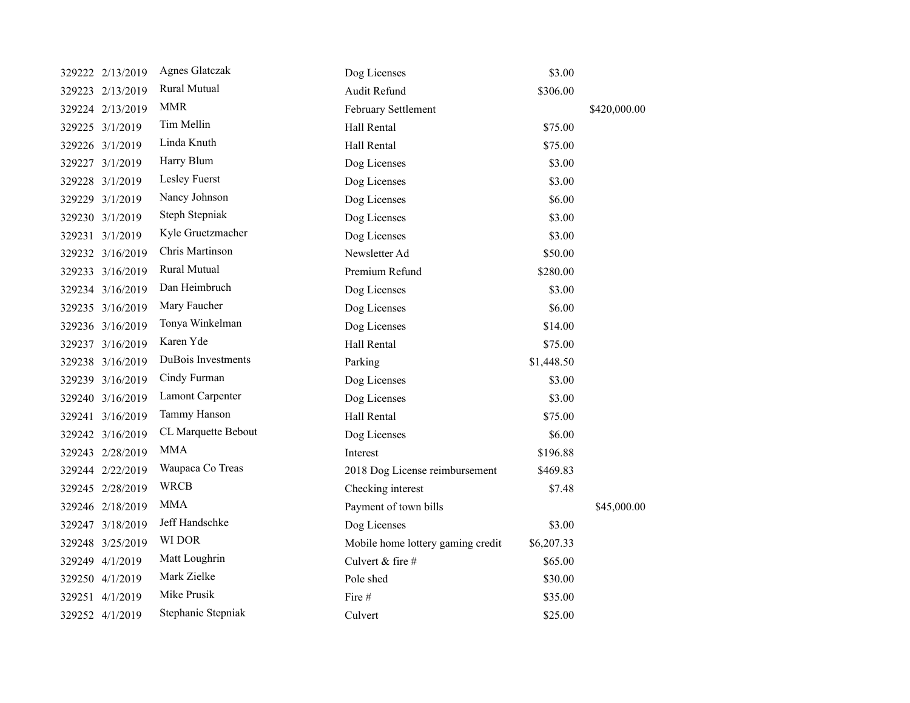| | | | | | |
|---|---|---|---|---|---|
| 329222 | 2/13/2019 | Agnes Glatczak | Dog Licenses | $3.00 | |
| 329223 | 2/13/2019 | Rural Mutual | Audit Refund | $306.00 | |
| 329224 | 2/13/2019 | MMR | February Settlement | | $420,000.00 |
| 329225 | 3/1/2019 | Tim Mellin | Hall Rental | $75.00 | |
| 329226 | 3/1/2019 | Linda Knuth | Hall Rental | $75.00 | |
| 329227 | 3/1/2019 | Harry Blum | Dog Licenses | $3.00 | |
| 329228 | 3/1/2019 | Lesley Fuerst | Dog Licenses | $3.00 | |
| 329229 | 3/1/2019 | Nancy Johnson | Dog Licenses | $6.00 | |
| 329230 | 3/1/2019 | Steph Stepniak | Dog Licenses | $3.00 | |
| 329231 | 3/1/2019 | Kyle Gruetzmacher | Dog Licenses | $3.00 | |
| 329232 | 3/16/2019 | Chris Martinson | Newsletter Ad | $50.00 | |
| 329233 | 3/16/2019 | Rural Mutual | Premium Refund | $280.00 | |
| 329234 | 3/16/2019 | Dan Heimbruch | Dog Licenses | $3.00 | |
| 329235 | 3/16/2019 | Mary Faucher | Dog Licenses | $6.00 | |
| 329236 | 3/16/2019 | Tonya Winkelman | Dog Licenses | $14.00 | |
| 329237 | 3/16/2019 | Karen Yde | Hall Rental | $75.00 | |
| 329238 | 3/16/2019 | DuBois Investments | Parking | $1,448.50 | |
| 329239 | 3/16/2019 | Cindy Furman | Dog Licenses | $3.00 | |
| 329240 | 3/16/2019 | Lamont Carpenter | Dog Licenses | $3.00 | |
| 329241 | 3/16/2019 | Tammy Hanson | Hall Rental | $75.00 | |
| 329242 | 3/16/2019 | CL Marquette Bebout | Dog Licenses | $6.00 | |
| 329243 | 2/28/2019 | MMA | Interest | $196.88 | |
| 329244 | 2/22/2019 | Waupaca Co Treas | 2018 Dog License reimbursement | $469.83 | |
| 329245 | 2/28/2019 | WRCB | Checking interest | $7.48 | |
| 329246 | 2/18/2019 | MMA | Payment of town bills | | $45,000.00 |
| 329247 | 3/18/2019 | Jeff Handschke | Dog Licenses | $3.00 | |
| 329248 | 3/25/2019 | WI DOR | Mobile home lottery gaming credit | $6,207.33 | |
| 329249 | 4/1/2019 | Matt Loughrin | Culvert & fire # | $65.00 | |
| 329250 | 4/1/2019 | Mark Zielke | Pole shed | $30.00 | |
| 329251 | 4/1/2019 | Mike Prusik | Fire # | $35.00 | |
| 329252 | 4/1/2019 | Stephanie Stepniak | Culvert | $25.00 | |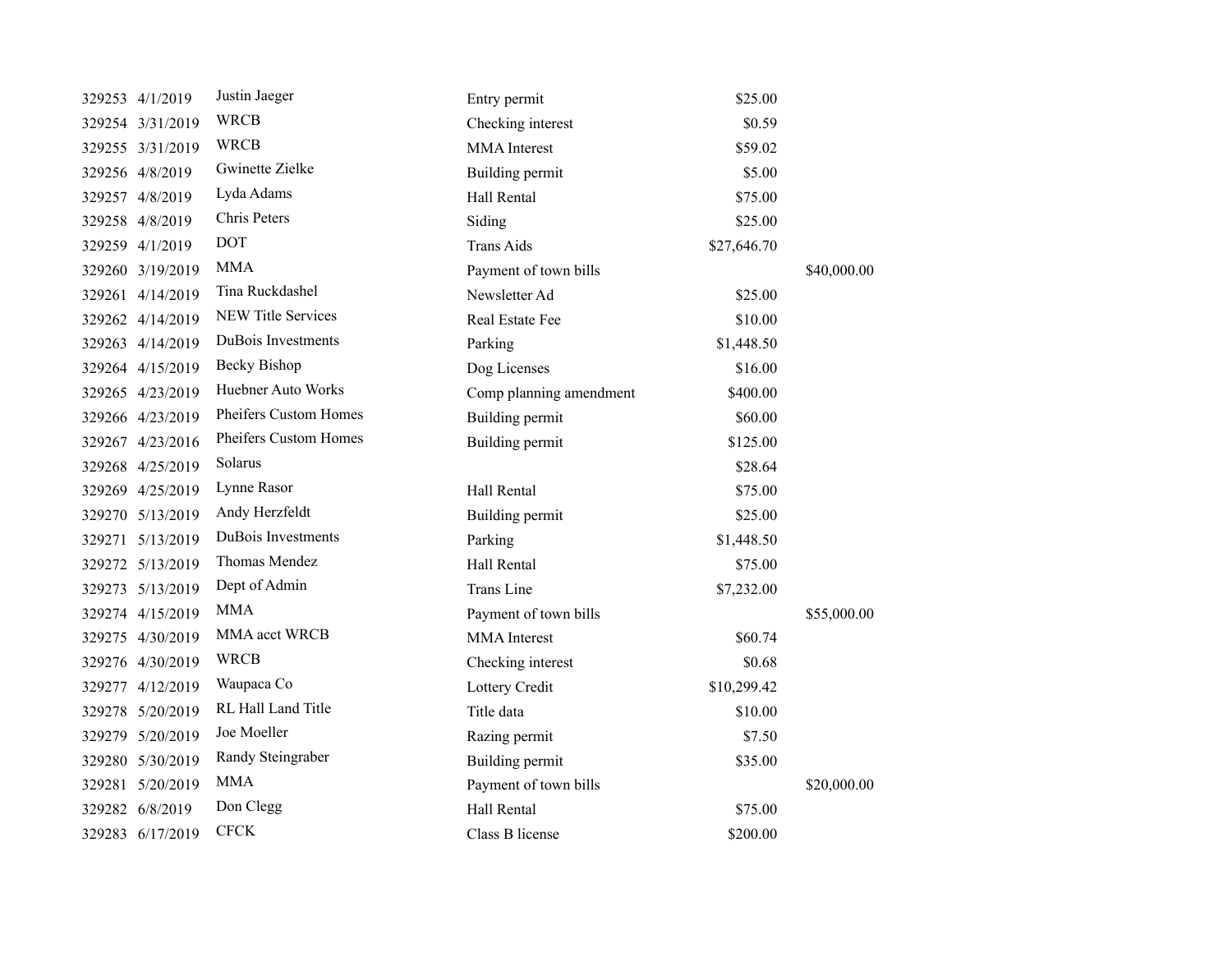| | | | | | |
|---|---|---|---|---|---|
| 329253 | 4/1/2019 | Justin Jaeger | Entry permit | $25.00 | |
| 329254 | 3/31/2019 | WRCB | Checking interest | $0.59 | |
| 329255 | 3/31/2019 | WRCB | MMA Interest | $59.02 | |
| 329256 | 4/8/2019 | Gwinette Zielke | Building permit | $5.00 | |
| 329257 | 4/8/2019 | Lyda Adams | Hall Rental | $75.00 | |
| 329258 | 4/8/2019 | Chris Peters | Siding | $25.00 | |
| 329259 | 4/1/2019 | DOT | Trans Aids | $27,646.70 | |
| 329260 | 3/19/2019 | MMA | Payment of town bills | | $40,000.00 |
| 329261 | 4/14/2019 | Tina Ruckdashel | Newsletter Ad | $25.00 | |
| 329262 | 4/14/2019 | NEW Title Services | Real Estate Fee | $10.00 | |
| 329263 | 4/14/2019 | DuBois Investments | Parking | $1,448.50 | |
| 329264 | 4/15/2019 | Becky Bishop | Dog Licenses | $16.00 | |
| 329265 | 4/23/2019 | Huebner Auto Works | Comp planning amendment | $400.00 | |
| 329266 | 4/23/2019 | Pheifers Custom Homes | Building permit | $60.00 | |
| 329267 | 4/23/2016 | Pheifers Custom Homes | Building permit | $125.00 | |
| 329268 | 4/25/2019 | Solarus | | $28.64 | |
| 329269 | 4/25/2019 | Lynne Rasor | Hall Rental | $75.00 | |
| 329270 | 5/13/2019 | Andy Herzfeldt | Building permit | $25.00 | |
| 329271 | 5/13/2019 | DuBois Investments | Parking | $1,448.50 | |
| 329272 | 5/13/2019 | Thomas Mendez | Hall Rental | $75.00 | |
| 329273 | 5/13/2019 | Dept of Admin | Trans Line | $7,232.00 | |
| 329274 | 4/15/2019 | MMA | Payment of town bills | | $55,000.00 |
| 329275 | 4/30/2019 | MMA acct WRCB | MMA Interest | $60.74 | |
| 329276 | 4/30/2019 | WRCB | Checking interest | $0.68 | |
| 329277 | 4/12/2019 | Waupaca Co | Lottery Credit | $10,299.42 | |
| 329278 | 5/20/2019 | RL Hall Land Title | Title data | $10.00 | |
| 329279 | 5/20/2019 | Joe Moeller | Razing permit | $7.50 | |
| 329280 | 5/30/2019 | Randy Steingraber | Building permit | $35.00 | |
| 329281 | 5/20/2019 | MMA | Payment of town bills | | $20,000.00 |
| 329282 | 6/8/2019 | Don Clegg | Hall Rental | $75.00 | |
| 329283 | 6/17/2019 | CFCK | Class B license | $200.00 | |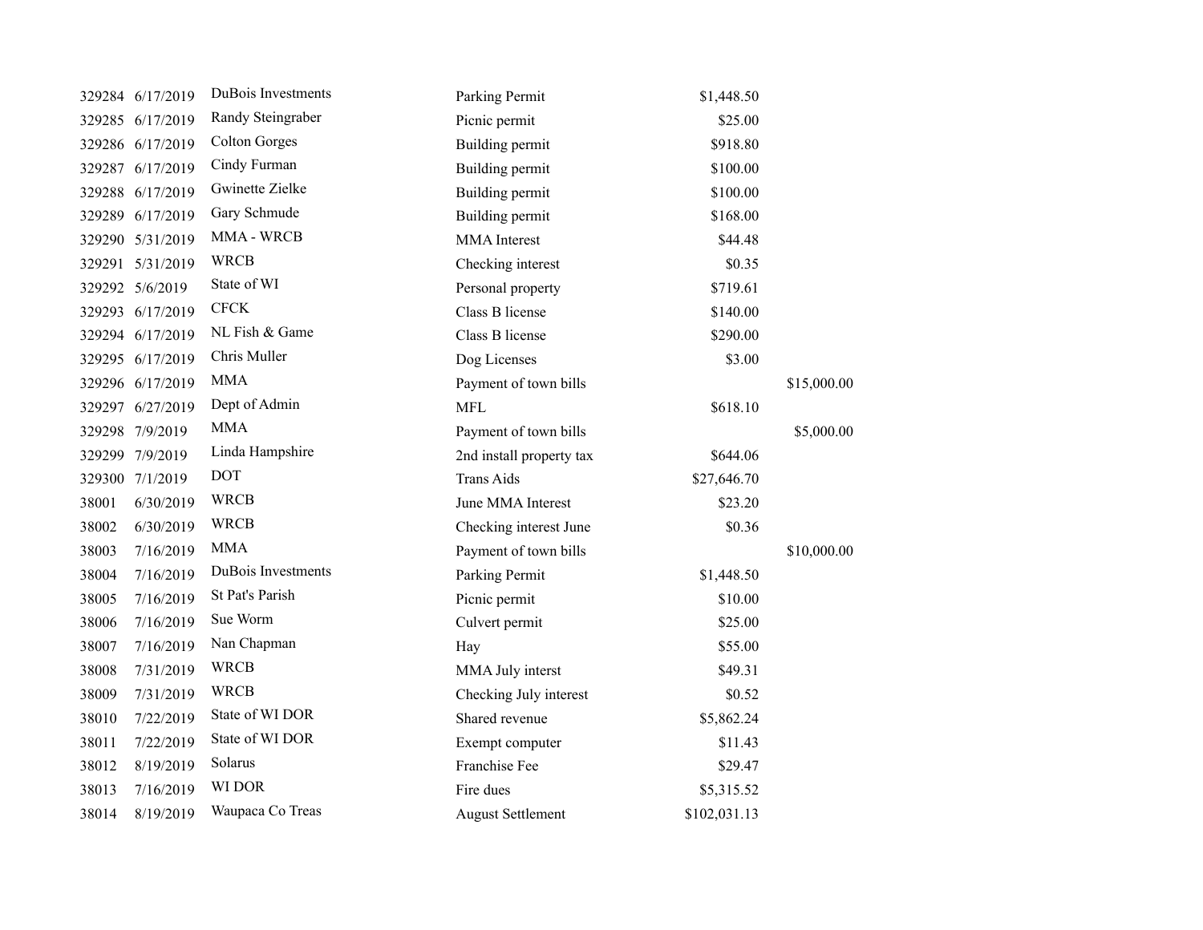| | | | | | |
|---|---|---|---|---|---|
| 329284 | 6/17/2019 | DuBois Investments | Parking Permit | $1,448.50 | |
| 329285 | 6/17/2019 | Randy Steingraber | Picnic permit | $25.00 | |
| 329286 | 6/17/2019 | Colton Gorges | Building permit | $918.80 | |
| 329287 | 6/17/2019 | Cindy Furman | Building permit | $100.00 | |
| 329288 | 6/17/2019 | Gwinette Zielke | Building permit | $100.00 | |
| 329289 | 6/17/2019 | Gary Schmude | Building permit | $168.00 | |
| 329290 | 5/31/2019 | MMA - WRCB | MMA Interest | $44.48 | |
| 329291 | 5/31/2019 | WRCB | Checking interest | $0.35 | |
| 329292 | 5/6/2019 | State of WI | Personal property | $719.61 | |
| 329293 | 6/17/2019 | CFCK | Class B license | $140.00 | |
| 329294 | 6/17/2019 | NL Fish & Game | Class B license | $290.00 | |
| 329295 | 6/17/2019 | Chris Muller | Dog Licenses | $3.00 | |
| 329296 | 6/17/2019 | MMA | Payment of town bills | | $15,000.00 |
| 329297 | 6/27/2019 | Dept of Admin | MFL | $618.10 | |
| 329298 | 7/9/2019 | MMA | Payment of town bills | | $5,000.00 |
| 329299 | 7/9/2019 | Linda Hampshire | 2nd install property tax | $644.06 | |
| 329300 | 7/1/2019 | DOT | Trans Aids | $27,646.70 | |
| 38001 | 6/30/2019 | WRCB | June MMA Interest | $23.20 | |
| 38002 | 6/30/2019 | WRCB | Checking interest June | $0.36 | |
| 38003 | 7/16/2019 | MMA | Payment of town bills | | $10,000.00 |
| 38004 | 7/16/2019 | DuBois Investments | Parking Permit | $1,448.50 | |
| 38005 | 7/16/2019 | St Pat's Parish | Picnic permit | $10.00 | |
| 38006 | 7/16/2019 | Sue Worm | Culvert permit | $25.00 | |
| 38007 | 7/16/2019 | Nan Chapman | Hay | $55.00 | |
| 38008 | 7/31/2019 | WRCB | MMA July interst | $49.31 | |
| 38009 | 7/31/2019 | WRCB | Checking July interest | $0.52 | |
| 38010 | 7/22/2019 | State of WI DOR | Shared revenue | $5,862.24 | |
| 38011 | 7/22/2019 | State of WI DOR | Exempt computer | $11.43 | |
| 38012 | 8/19/2019 | Solarus | Franchise Fee | $29.47 | |
| 38013 | 7/16/2019 | WI DOR | Fire dues | $5,315.52 | |
| 38014 | 8/19/2019 | Waupaca Co Treas | August Settlement | $102,031.13 | |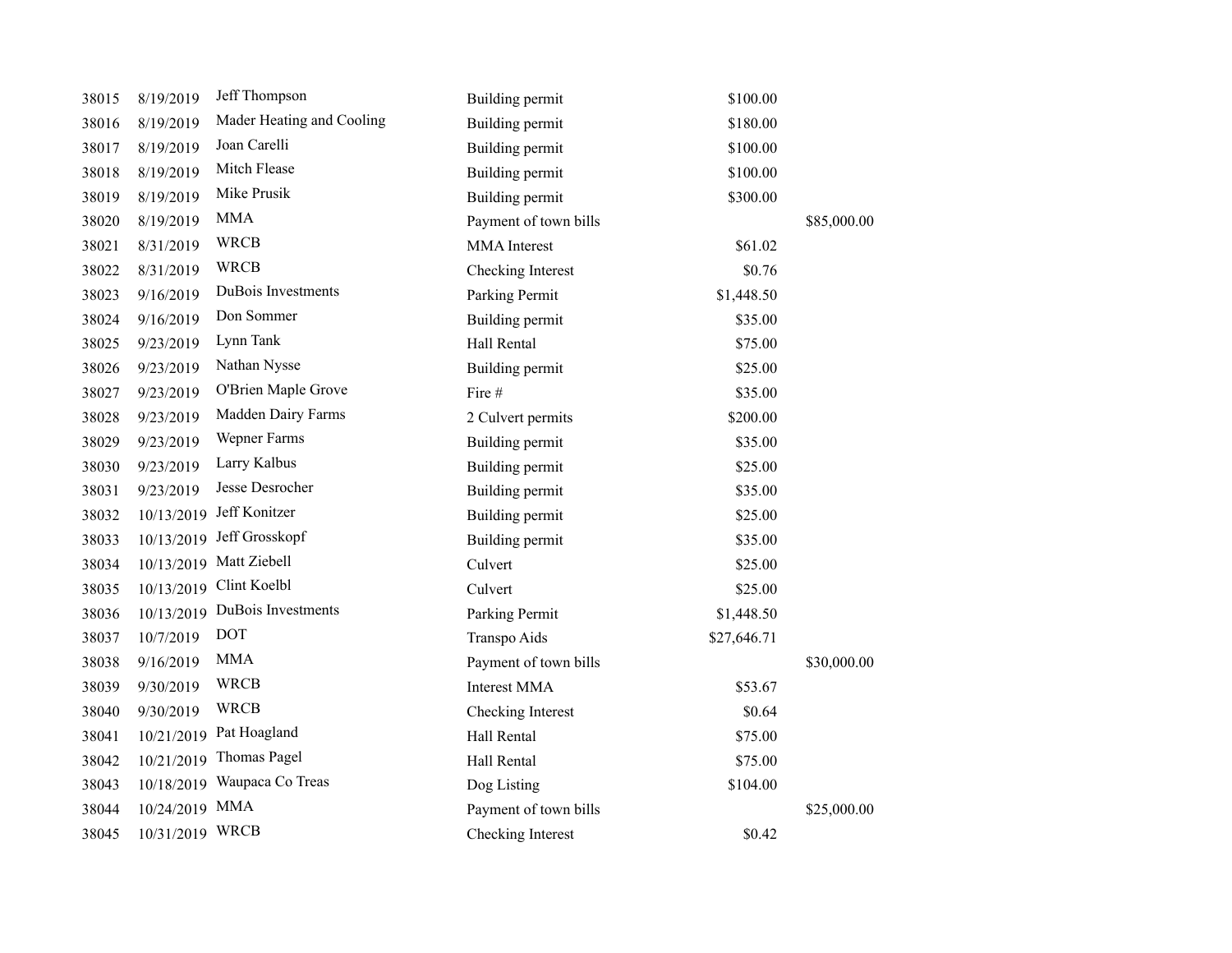| | | | | | |
|---|---|---|---|---|---|
| 38015 | 8/19/2019 | Jeff Thompson | Building permit | $100.00 | |
| 38016 | 8/19/2019 | Mader Heating and Cooling | Building permit | $180.00 | |
| 38017 | 8/19/2019 | Joan Carelli | Building permit | $100.00 | |
| 38018 | 8/19/2019 | Mitch Flease | Building permit | $100.00 | |
| 38019 | 8/19/2019 | Mike Prusik | Building permit | $300.00 | |
| 38020 | 8/19/2019 | MMA | Payment of town bills | | $85,000.00 |
| 38021 | 8/31/2019 | WRCB | MMA Interest | $61.02 | |
| 38022 | 8/31/2019 | WRCB | Checking Interest | $0.76 | |
| 38023 | 9/16/2019 | DuBois Investments | Parking Permit | $1,448.50 | |
| 38024 | 9/16/2019 | Don Sommer | Building permit | $35.00 | |
| 38025 | 9/23/2019 | Lynn Tank | Hall Rental | $75.00 | |
| 38026 | 9/23/2019 | Nathan Nysse | Building permit | $25.00 | |
| 38027 | 9/23/2019 | O'Brien Maple Grove | Fire # | $35.00 | |
| 38028 | 9/23/2019 | Madden Dairy Farms | 2 Culvert permits | $200.00 | |
| 38029 | 9/23/2019 | Wepner Farms | Building permit | $35.00 | |
| 38030 | 9/23/2019 | Larry Kalbus | Building permit | $25.00 | |
| 38031 | 9/23/2019 | Jesse Desrocher | Building permit | $35.00 | |
| 38032 | 10/13/2019 | Jeff Konitzer | Building permit | $25.00 | |
| 38033 | 10/13/2019 | Jeff Grosskopf | Building permit | $35.00 | |
| 38034 | 10/13/2019 | Matt Ziebell | Culvert | $25.00 | |
| 38035 | 10/13/2019 | Clint Koelbl | Culvert | $25.00 | |
| 38036 | 10/13/2019 | DuBois Investments | Parking Permit | $1,448.50 | |
| 38037 | 10/7/2019 | DOT | Transpo Aids | $27,646.71 | |
| 38038 | 9/16/2019 | MMA | Payment of town bills | | $30,000.00 |
| 38039 | 9/30/2019 | WRCB | Interest MMA | $53.67 | |
| 38040 | 9/30/2019 | WRCB | Checking Interest | $0.64 | |
| 38041 | 10/21/2019 | Pat Hoagland | Hall Rental | $75.00 | |
| 38042 | 10/21/2019 | Thomas Pagel | Hall Rental | $75.00 | |
| 38043 | 10/18/2019 | Waupaca Co Treas | Dog Listing | $104.00 | |
| 38044 | 10/24/2019 | MMA | Payment of town bills | | $25,000.00 |
| 38045 | 10/31/2019 | WRCB | Checking Interest | $0.42 | |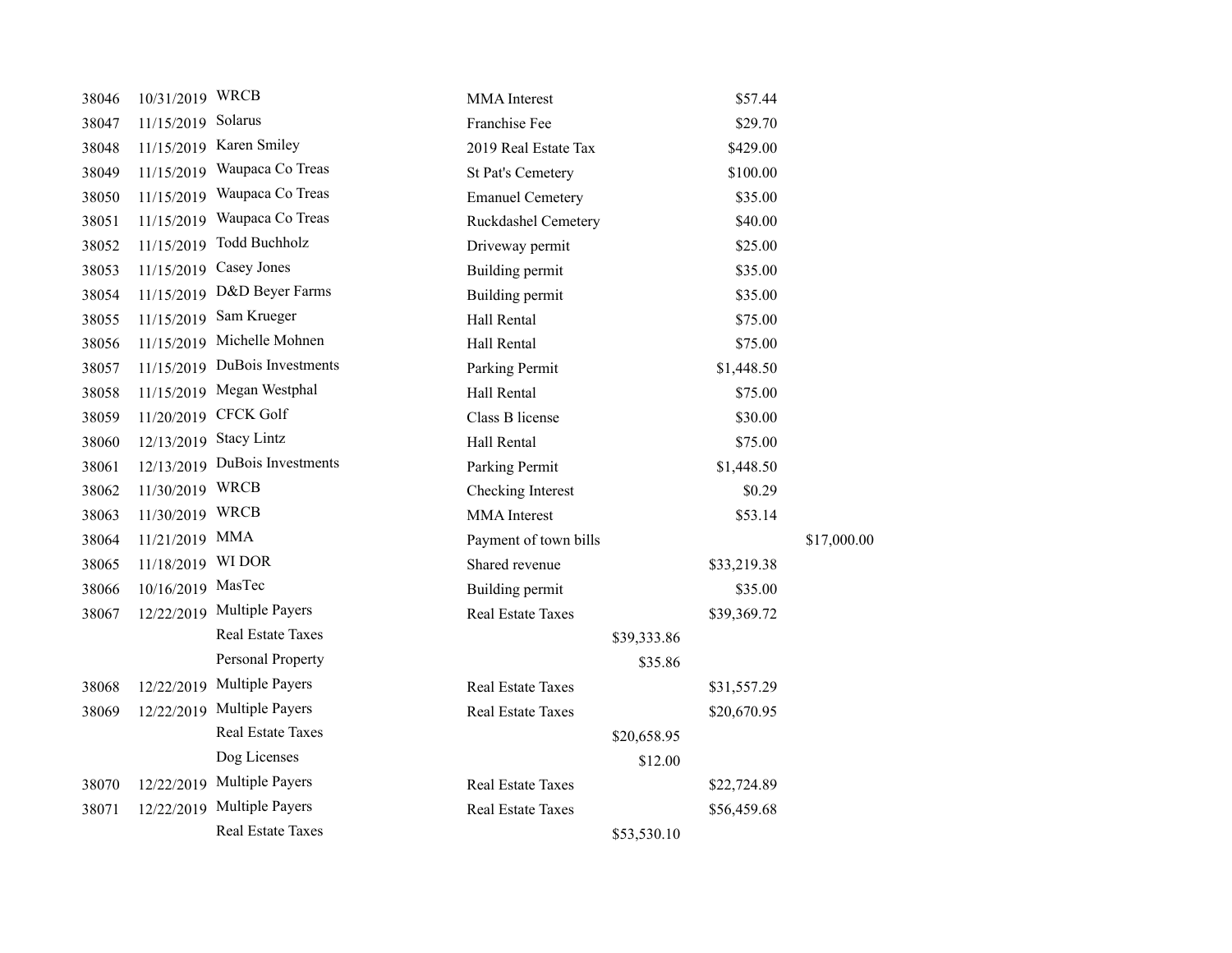| | | | | | | |
|---|---|---|---|---|---|---|
| 38046 | 10/31/2019 | WRCB | MMA Interest | | $57.44 | |
| 38047 | 11/15/2019 | Solarus | Franchise Fee | | $29.70 | |
| 38048 | 11/15/2019 | Karen Smiley | 2019 Real Estate Tax | | $429.00 | |
| 38049 | 11/15/2019 | Waupaca Co Treas | St Pat's Cemetery | | $100.00 | |
| 38050 | 11/15/2019 | Waupaca Co Treas | Emanuel Cemetery | | $35.00 | |
| 38051 | 11/15/2019 | Waupaca Co Treas | Ruckdashel Cemetery | | $40.00 | |
| 38052 | 11/15/2019 | Todd Buchholz | Driveway permit | | $25.00 | |
| 38053 | 11/15/2019 | Casey Jones | Building permit | | $35.00 | |
| 38054 | 11/15/2019 | D&D Beyer Farms | Building permit | | $35.00 | |
| 38055 | 11/15/2019 | Sam Krueger | Hall Rental | | $75.00 | |
| 38056 | 11/15/2019 | Michelle Mohnen | Hall Rental | | $75.00 | |
| 38057 | 11/15/2019 | DuBois Investments | Parking Permit | | $1,448.50 | |
| 38058 | 11/15/2019 | Megan Westphal | Hall Rental | | $75.00 | |
| 38059 | 11/20/2019 | CFCK Golf | Class B license | | $30.00 | |
| 38060 | 12/13/2019 | Stacy Lintz | Hall Rental | | $75.00 | |
| 38061 | 12/13/2019 | DuBois Investments | Parking Permit | | $1,448.50 | |
| 38062 | 11/30/2019 | WRCB | Checking Interest | | $0.29 | |
| 38063 | 11/30/2019 | WRCB | MMA Interest | | $53.14 | |
| 38064 | 11/21/2019 | MMA | Payment of town bills | | | $17,000.00 |
| 38065 | 11/18/2019 | WI DOR | Shared revenue | | $33,219.38 | |
| 38066 | 10/16/2019 | MasTec | Building permit | | $35.00 | |
| 38067 | 12/22/2019 | Multiple Payers | Real Estate Taxes | | $39,369.72 | |
| | | Real Estate Taxes | | $39,333.86 | | |
| | | Personal Property | | $35.86 | | |
| 38068 | 12/22/2019 | Multiple Payers | Real Estate Taxes | | $31,557.29 | |
| 38069 | 12/22/2019 | Multiple Payers | Real Estate Taxes | | $20,670.95 | |
| | | Real Estate Taxes | | $20,658.95 | | |
| | | Dog Licenses | | $12.00 | | |
| 38070 | 12/22/2019 | Multiple Payers | Real Estate Taxes | | $22,724.89 | |
| 38071 | 12/22/2019 | Multiple Payers | Real Estate Taxes | | $56,459.68 | |
| | | Real Estate Taxes | | $53,530.10 | | |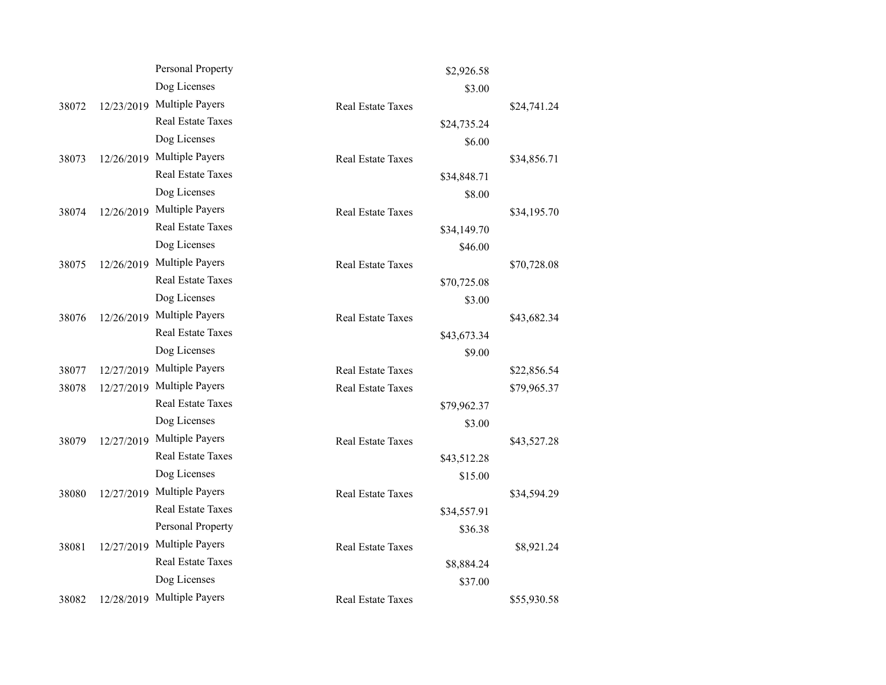| | | | | | |
|---|---|---|---|---|---|
| | | Personal Property | | $2,926.58 | |
| | | Dog Licenses | | $3.00 | |
| 38072 | 12/23/2019 | Multiple Payers | Real Estate Taxes | | $24,741.24 |
| | | Real Estate Taxes | | $24,735.24 | |
| | | Dog Licenses | | $6.00 | |
| 38073 | 12/26/2019 | Multiple Payers | Real Estate Taxes | | $34,856.71 |
| | | Real Estate Taxes | | $34,848.71 | |
| | | Dog Licenses | | $8.00 | |
| 38074 | 12/26/2019 | Multiple Payers | Real Estate Taxes | | $34,195.70 |
| | | Real Estate Taxes | | $34,149.70 | |
| | | Dog Licenses | | $46.00 | |
| 38075 | 12/26/2019 | Multiple Payers | Real Estate Taxes | | $70,728.08 |
| | | Real Estate Taxes | | $70,725.08 | |
| | | Dog Licenses | | $3.00 | |
| 38076 | 12/26/2019 | Multiple Payers | Real Estate Taxes | | $43,682.34 |
| | | Real Estate Taxes | | $43,673.34 | |
| | | Dog Licenses | | $9.00 | |
| 38077 | 12/27/2019 | Multiple Payers | Real Estate Taxes | | $22,856.54 |
| 38078 | 12/27/2019 | Multiple Payers | Real Estate Taxes | | $79,965.37 |
| | | Real Estate Taxes | | $79,962.37 | |
| | | Dog Licenses | | $3.00 | |
| 38079 | 12/27/2019 | Multiple Payers | Real Estate Taxes | | $43,527.28 |
| | | Real Estate Taxes | | $43,512.28 | |
| | | Dog Licenses | | $15.00 | |
| 38080 | 12/27/2019 | Multiple Payers | Real Estate Taxes | | $34,594.29 |
| | | Real Estate Taxes | | $34,557.91 | |
| | | Personal Property | | $36.38 | |
| 38081 | 12/27/2019 | Multiple Payers | Real Estate Taxes | | $8,921.24 |
| | | Real Estate Taxes | | $8,884.24 | |
| | | Dog Licenses | | $37.00 | |
| 38082 | 12/28/2019 | Multiple Payers | Real Estate Taxes | | $55,930.58 |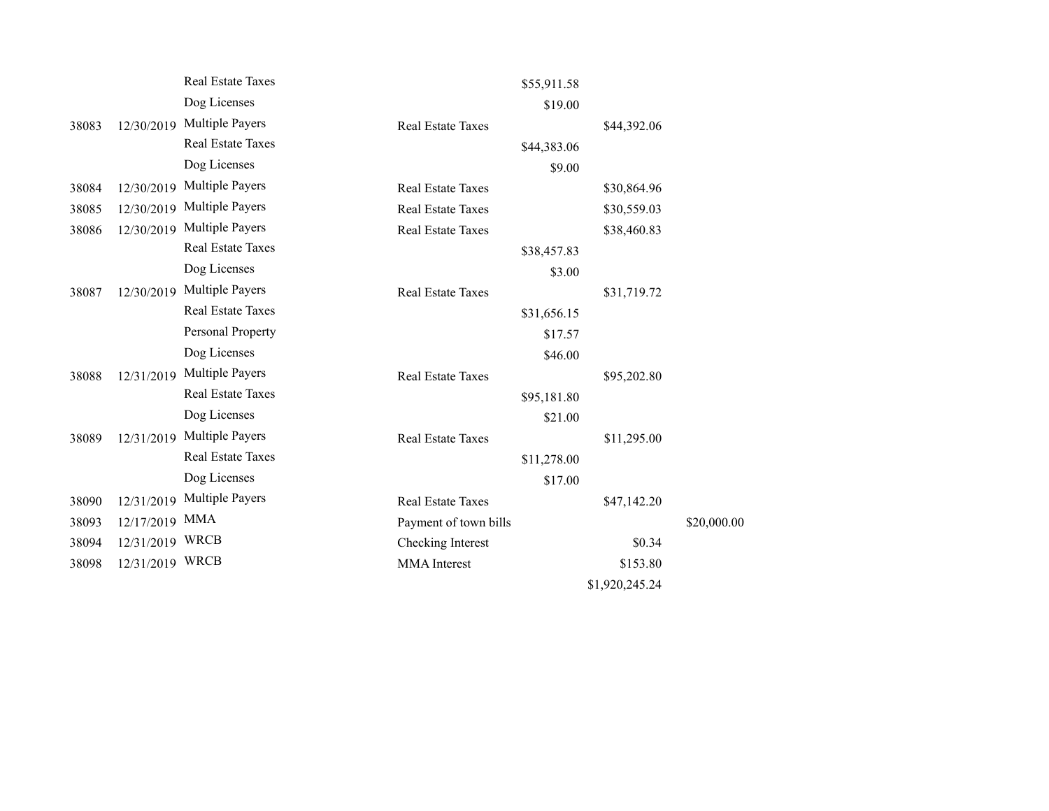| | | | | | | |
|---|---|---|---|---|---|---|
| | | Real Estate Taxes | | $55,911.58 | | |
| | | Dog Licenses | | $19.00 | | |
| 38083 | 12/30/2019 | Multiple Payers | Real Estate Taxes | | $44,392.06 | |
| | | Real Estate Taxes | | $44,383.06 | | |
| | | Dog Licenses | | $9.00 | | |
| 38084 | 12/30/2019 | Multiple Payers | Real Estate Taxes | | $30,864.96 | |
| 38085 | 12/30/2019 | Multiple Payers | Real Estate Taxes | | $30,559.03 | |
| 38086 | 12/30/2019 | Multiple Payers | Real Estate Taxes | | $38,460.83 | |
| | | Real Estate Taxes | | $38,457.83 | | |
| | | Dog Licenses | | $3.00 | | |
| 38087 | 12/30/2019 | Multiple Payers | Real Estate Taxes | | $31,719.72 | |
| | | Real Estate Taxes | | $31,656.15 | | |
| | | Personal Property | | $17.57 | | |
| | | Dog Licenses | | $46.00 | | |
| 38088 | 12/31/2019 | Multiple Payers | Real Estate Taxes | | $95,202.80 | |
| | | Real Estate Taxes | | $95,181.80 | | |
| | | Dog Licenses | | $21.00 | | |
| 38089 | 12/31/2019 | Multiple Payers | Real Estate Taxes | | $11,295.00 | |
| | | Real Estate Taxes | | $11,278.00 | | |
| | | Dog Licenses | | $17.00 | | |
| 38090 | 12/31/2019 | Multiple Payers | Real Estate Taxes | | $47,142.20 | |
| 38093 | 12/17/2019 | MMA | Payment of town bills | | | $20,000.00 |
| 38094 | 12/31/2019 | WRCB | Checking Interest | | $0.34 | |
| 38098 | 12/31/2019 | WRCB | MMA Interest | | $153.80 | |
| | | | | | $1,920,245.24 | |